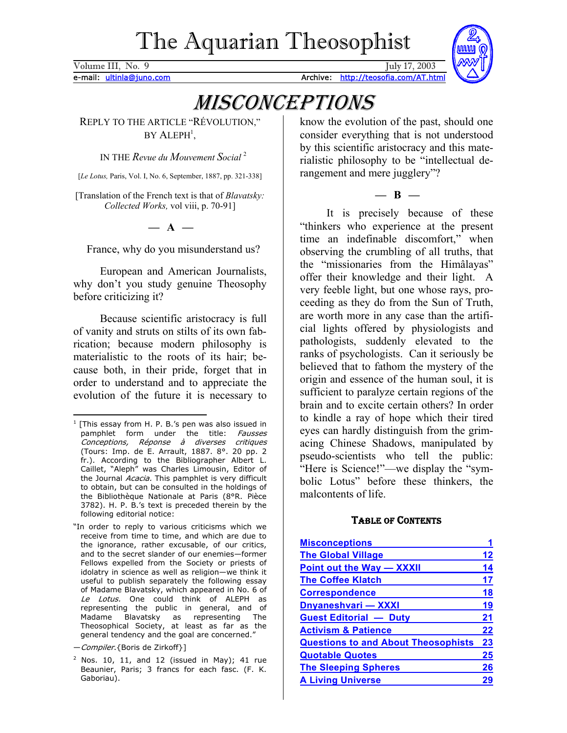# The Aquarian Theosophist

Volume III, No. 9 — July 17, 2003

e-mail: ultinla@juno.com — Archive: http://teosofia.com/AT.html

# MISCONCEPTIONS

REPLY TO THE ARTICLE "RÉVOLUTION," BY ALEPH[1],

IN THE *Revue du Mouvement Social*[2]

[*Le Lotus,* Paris, Vol. I, No. 6, September, 1887, pp. 321-338]

[Translation of the French text is that of *Blavatsky: Collected Works,* vol viii, p. 70-91]

**— A —**

France, why do you misunderstand us?

European and American Journalists, why don't you study genuine Theosophy before criticizing it?

Because scientific aristocracy is full of vanity and struts on stilts of its own fabrication; because modern philosophy is materialistic to the roots of its hair; because both, in their pride, forget that in order to understand and to appreciate the evolution of the future it is necessary to know the evolution of the past, should one consider everything that is not understood by this scientific aristocracy and this materialistic philosophy to be "intellectual derangement and mere jugglery"?

**— B —**

It is precisely because of these "thinkers who experience at the present time an indefinable discomfort," when observing the crumbling of all truths, that the "missionaries from the Himâlayas" offer their knowledge and their light. A very feeble light, but one whose rays, proceeding as they do from the Sun of Truth, are worth more in any case than the artificial lights offered by physiologists and pathologists, suddenly elevated to the ranks of psychologists. Can it seriously be believed that to fathom the mystery of the origin and essence of the human soul, it is sufficient to paralyze certain regions of the brain and to excite certain others? In order to kindle a ray of hope which their tired eyes can hardly distinguish from the grimacing Chinese Shadows, manipulated by pseudo-scientists who tell the public: "Here is Science!"—we display the "symbolic Lotus" before these thinkers, the malcontents of life.

---

[1] [This essay from H. P. B.'s pen was also issued in pamphlet form under the title: *Fausses Conceptions, Réponse à diverses critiques* (Tours: Imp. de E. Arrault, 1887. 8°. 20 pp. 2 fr.). According to the Bibliographer Albert L. Caillet, "Aleph" was Charles Limousin, Editor of the Journal *Acacia.* This pamphlet is very difficult to obtain, but can be consulted in the holdings of the Bibliothèque Nationale at Paris (8°R. Pièce 3782). H. P. B.'s text is preceded therein by the following editorial notice:

"In order to reply to various criticisms which we receive from time to time, and which are due to the ignorance, rather excusable, of our critics, and to the secret slander of our enemies—former Fellows expelled from the Society or priests of idolatry in science as well as religion—we think it useful to publish separately the following essay of Madame Blavatsky, which appeared in No. 6 of *Le Lotus.* One could think of ALEPH as representing the public in general, and of Madame Blavatsky as representing The Theosophical Society, at least as far as the general tendency and the goal are concerned."

—*Compiler.*{Boris de Zirkoff}]

[2] Nos. 10, 11, and 12 (issued in May); 41 rue Beaunier, Paris; 3 francs for each fasc. (F. K. Gaboriau).

---

### TABLE OF CONTENTS

| | |
|---|---|
| Misconceptions | 1 |
| The Global Village | 12 |
| Point out the Way — XXXII | 14 |
| The Coffee Klatch | 17 |
| Correspondence | 18 |
| Dnyaneshvari — XXXI | 19 |
| Guest Editorial — Duty | 21 |
| Activism & Patience | 22 |
| Questions to and About Theosophists | 23 |
| Quotable Quotes | 25 |
| The Sleeping Spheres | 26 |
| A Living Universe | 29 |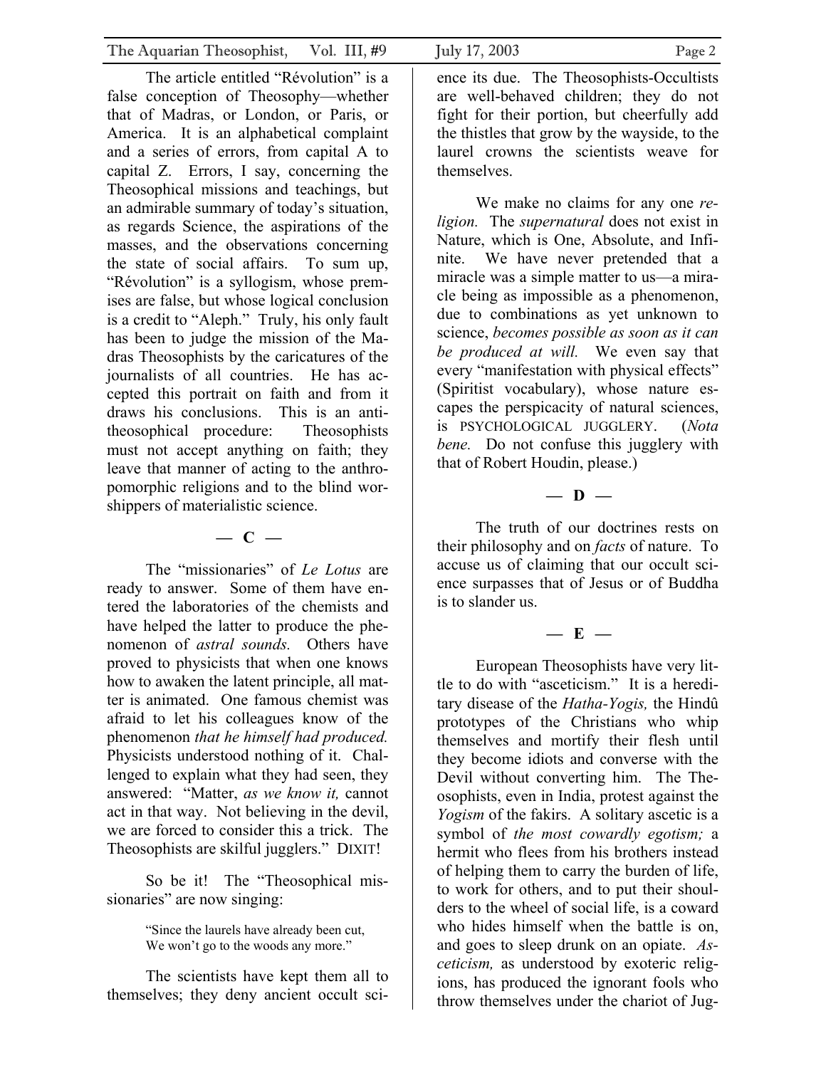The article entitled "Révolution" is a false conception of Theosophy—whether that of Madras, or London, or Paris, or America. It is an alphabetical complaint and a series of errors, from capital A to capital Z. Errors, I say, concerning the Theosophical missions and teachings, but an admirable summary of today's situation, as regards Science, the aspirations of the masses, and the observations concerning the state of social affairs. To sum up, "Révolution" is a syllogism, whose premises are false, but whose logical conclusion is a credit to "Aleph." Truly, his only fault has been to judge the mission of the Madras Theosophists by the caricatures of the journalists of all countries. He has accepted this portrait on faith and from it draws his conclusions. This is an anti-theosophical procedure: Theosophists must not accept anything on faith; they leave that manner of acting to the anthropomorphic religions and to the blind worshippers of materialistic science.

**— C —**

The "missionaries" of *Le Lotus* are ready to answer. Some of them have entered the laboratories of the chemists and have helped the latter to produce the phenomenon of *astral sounds.* Others have proved to physicists that when one knows how to awaken the latent principle, all matter is animated. One famous chemist was afraid to let his colleagues know of the phenomenon *that he himself had produced.* Physicists understood nothing of it. Challenged to explain what they had seen, they answered: "Matter, *as we know it,* cannot act in that way. Not believing in the devil, we are forced to consider this a trick. The Theosophists are skilful jugglers." DIXIT!

So be it! The "Theosophical missionaries" are now singing:

> "Since the laurels have already been cut,
> We won't go to the woods any more."

The scientists have kept them all to themselves; they deny ancient occult science its due. The Theosophists-Occultists are well-behaved children; they do not fight for their portion, but cheerfully add the thistles that grow by the wayside, to the laurel crowns the scientists weave for themselves.

We make no claims for any one *religion.* The *supernatural* does not exist in Nature, which is One, Absolute, and Infinite. We have never pretended that a miracle was a simple matter to us—a miracle being as impossible as a phenomenon, due to combinations as yet unknown to science, *becomes possible as soon as it can be produced at will.* We even say that every "manifestation with physical effects" (Spiritist vocabulary), whose nature escapes the perspicacity of natural sciences, is PSYCHOLOGICAL JUGGLERY. (*Nota bene.* Do not confuse this jugglery with that of Robert Houdin, please.)

**— D —**

The truth of our doctrines rests on their philosophy and on *facts* of nature. To accuse us of claiming that our occult science surpasses that of Jesus or of Buddha is to slander us.

**— E —**

European Theosophists have very little to do with "asceticism." It is a hereditary disease of the *Hatha-Yogis,* the Hindû prototypes of the Christians who whip themselves and mortify their flesh until they become idiots and converse with the Devil without converting him. The Theosophists, even in India, protest against the *Yogism* of the fakirs. A solitary ascetic is a symbol of *the most cowardly egotism;* a hermit who flees from his brothers instead of helping them to carry the burden of life, to work for others, and to put their shoulders to the wheel of social life, is a coward who hides himself when the battle is on, and goes to sleep drunk on an opiate. *Asceticism,* as understood by exoteric religions, has produced the ignorant fools who throw themselves under the chariot of Jug-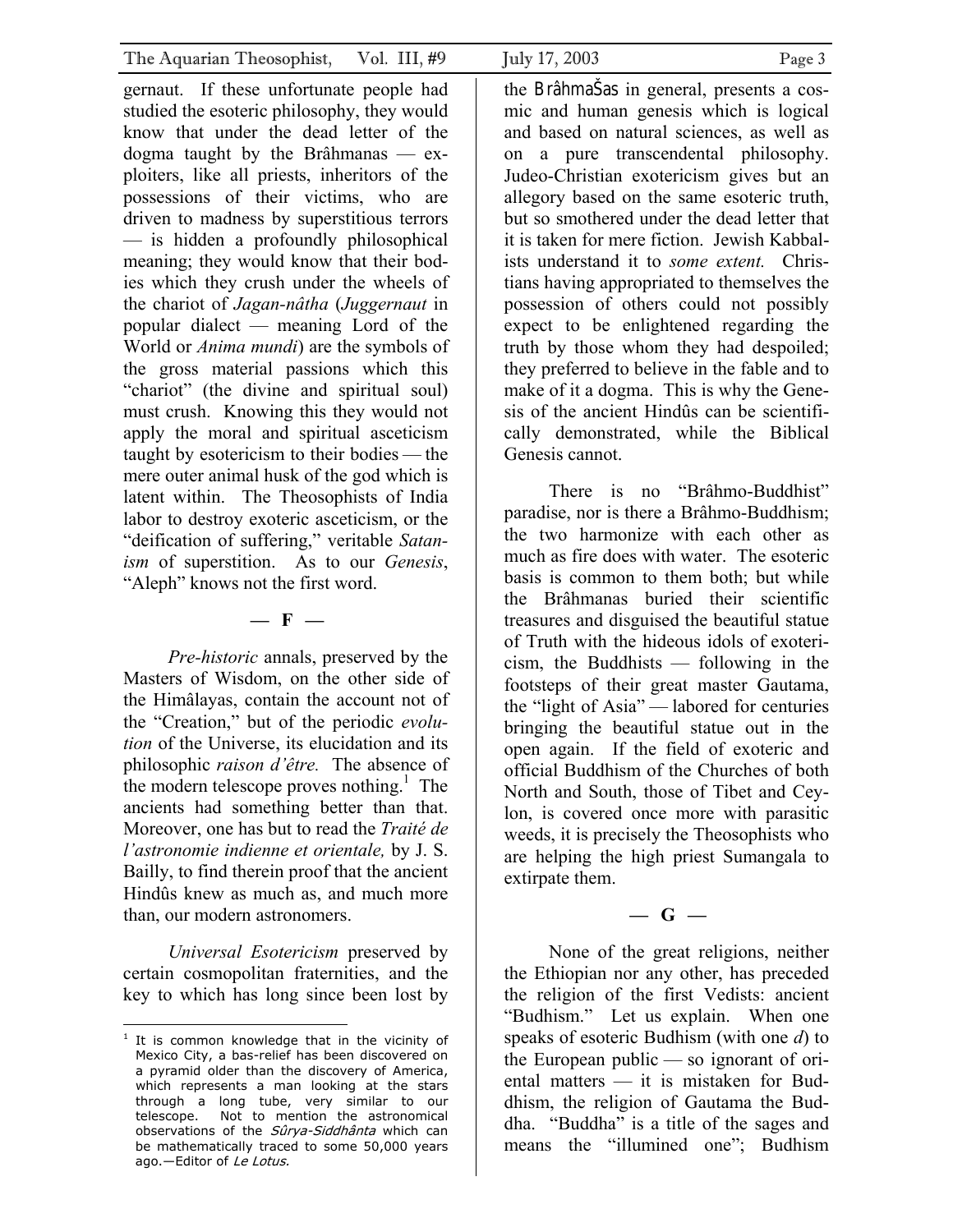gernaut. If these unfortunate people had studied the esoteric philosophy, they would know that under the dead letter of the dogma taught by the Brâhmanas — exploiters, like all priests, inheritors of the possessions of their victims, who are driven to madness by superstitious terrors — is hidden a profoundly philosophical meaning; they would know that their bodies which they crush under the wheels of the chariot of *Jagan-nâtha* (*Juggernaut* in popular dialect — meaning Lord of the World or *Anima mundi*) are the symbols of the gross material passions which this "chariot" (the divine and spiritual soul) must crush. Knowing this they would not apply the moral and spiritual asceticism taught by esotericism to their bodies — the mere outer animal husk of the god which is latent within. The Theosophists of India labor to destroy exoteric asceticism, or the "deification of suffering," veritable *Satanism* of superstition. As to our *Genesis*, "Aleph" knows not the first word.

**— F —**

*Pre-historic* annals, preserved by the Masters of Wisdom, on the other side of the Himâlayas, contain the account not of the "Creation," but of the periodic *evolution* of the Universe, its elucidation and its philosophic *raison d'être.* The absence of the modern telescope proves nothing.[1] The ancients had something better than that. Moreover, one has but to read the *Traité de l'astronomie indienne et orientale,* by J. S. Bailly, to find therein proof that the ancient Hindûs knew as much as, and much more than, our modern astronomers.

*Universal Esotericism* preserved by certain cosmopolitan fraternities, and the key to which has long since been lost by the BrâhmaŠas in general, presents a cosmic and human genesis which is logical and based on natural sciences, as well as on a pure transcendental philosophy. Judeo-Christian exotericism gives but an allegory based on the same esoteric truth, but so smothered under the dead letter that it is taken for mere fiction. Jewish Kabbalists understand it to *some extent.* Christians having appropriated to themselves the possession of others could not possibly expect to be enlightened regarding the truth by those whom they had despoiled; they preferred to believe in the fable and to make of it a dogma. This is why the Genesis of the ancient Hindûs can be scientifically demonstrated, while the Biblical Genesis cannot.

There is no "Brâhmo-Buddhist" paradise, nor is there a Brâhmo-Buddhism; the two harmonize with each other as much as fire does with water. The esoteric basis is common to them both; but while the Brâhmanas buried their scientific treasures and disguised the beautiful statue of Truth with the hideous idols of exotericism, the Buddhists — following in the footsteps of their great master Gautama, the "light of Asia" — labored for centuries bringing the beautiful statue out in the open again. If the field of exoteric and official Buddhism of the Churches of both North and South, those of Tibet and Ceylon, is covered once more with parasitic weeds, it is precisely the Theosophists who are helping the high priest Sumangala to extirpate them.

**— G —**

None of the great religions, neither the Ethiopian nor any other, has preceded the religion of the first Vedists: ancient "Budhism." Let us explain. When one speaks of esoteric Budhism (with one *d*) to the European public — so ignorant of oriental matters — it is mistaken for Buddhism, the religion of Gautama the Buddha. "Buddha" is a title of the sages and means the "illumined one"; Budhism

---

[1] It is common knowledge that in the vicinity of Mexico City, a bas-relief has been discovered on a pyramid older than the discovery of America, which represents a man looking at the stars through a long tube, very similar to our telescope. Not to mention the astronomical observations of the *Sûrya-Siddhânta* which can be mathematically traced to some 50,000 years ago.—Editor of *Le Lotus.*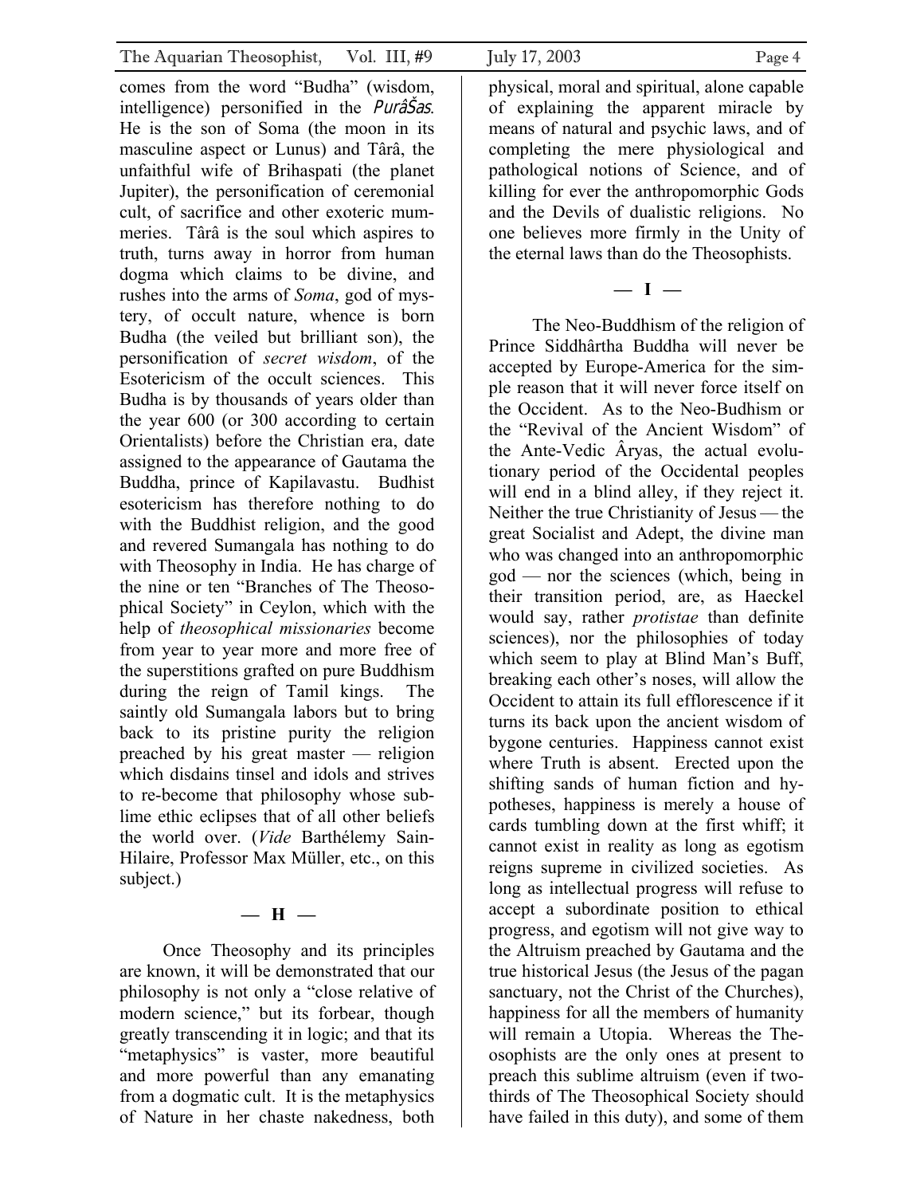comes from the word "Budha" (wisdom, intelligence) personified in the *Purâṇas*. He is the son of Soma (the moon in its masculine aspect or Lunus) and Târâ, the unfaithful wife of Brihaspati (the planet Jupiter), the personification of ceremonial cult, of sacrifice and other exoteric mummeries. Târâ is the soul which aspires to truth, turns away in horror from human dogma which claims to be divine, and rushes into the arms of *Soma*, god of mystery, of occult nature, whence is born Budha (the veiled but brilliant son), the personification of *secret wisdom*, of the Esotericism of the occult sciences. This Budha is by thousands of years older than the year 600 (or 300 according to certain Orientalists) before the Christian era, date assigned to the appearance of Gautama the Buddha, prince of Kapilavastu. Budhist esotericism has therefore nothing to do with the Buddhist religion, and the good and revered Sumangala has nothing to do with Theosophy in India. He has charge of the nine or ten "Branches of The Theosophical Society" in Ceylon, which with the help of *theosophical missionaries* become from year to year more and more free of the superstitions grafted on pure Buddhism during the reign of Tamil kings. The saintly old Sumangala labors but to bring back to its pristine purity the religion preached by his great master — religion which disdains tinsel and idols and strives to re-become that philosophy whose sublime ethic eclipses that of all other beliefs the world over. (*Vide* Barthélemy Sain-Hilaire, Professor Max Müller, etc., on this subject.)

— H —

Once Theosophy and its principles are known, it will be demonstrated that our philosophy is not only a "close relative of modern science," but its forbear, though greatly transcending it in logic; and that its "metaphysics" is vaster, more beautiful and more powerful than any emanating from a dogmatic cult. It is the metaphysics of Nature in her chaste nakedness, both physical, moral and spiritual, alone capable of explaining the apparent miracle by means of natural and psychic laws, and of completing the mere physiological and pathological notions of Science, and of killing for ever the anthropomorphic Gods and the Devils of dualistic religions. No one believes more firmly in the Unity of the eternal laws than do the Theosophists.

— I —

The Neo-Buddhism of the religion of Prince Siddhârtha Buddha will never be accepted by Europe-America for the simple reason that it will never force itself on the Occident. As to the Neo-Budhism or the "Revival of the Ancient Wisdom" of the Ante-Vedic Âryas, the actual evolutionary period of the Occidental peoples will end in a blind alley, if they reject it. Neither the true Christianity of Jesus — the great Socialist and Adept, the divine man who was changed into an anthropomorphic god — nor the sciences (which, being in their transition period, are, as Haeckel would say, rather *protistae* than definite sciences), nor the philosophies of today which seem to play at Blind Man's Buff, breaking each other's noses, will allow the Occident to attain its full efflorescence if it turns its back upon the ancient wisdom of bygone centuries. Happiness cannot exist where Truth is absent. Erected upon the shifting sands of human fiction and hypotheses, happiness is merely a house of cards tumbling down at the first whiff; it cannot exist in reality as long as egotism reigns supreme in civilized societies. As long as intellectual progress will refuse to accept a subordinate position to ethical progress, and egotism will not give way to the Altruism preached by Gautama and the true historical Jesus (the Jesus of the pagan sanctuary, not the Christ of the Churches), happiness for all the members of humanity will remain a Utopia. Whereas the Theosophists are the only ones at present to preach this sublime altruism (even if two-thirds of The Theosophical Society should have failed in this duty), and some of them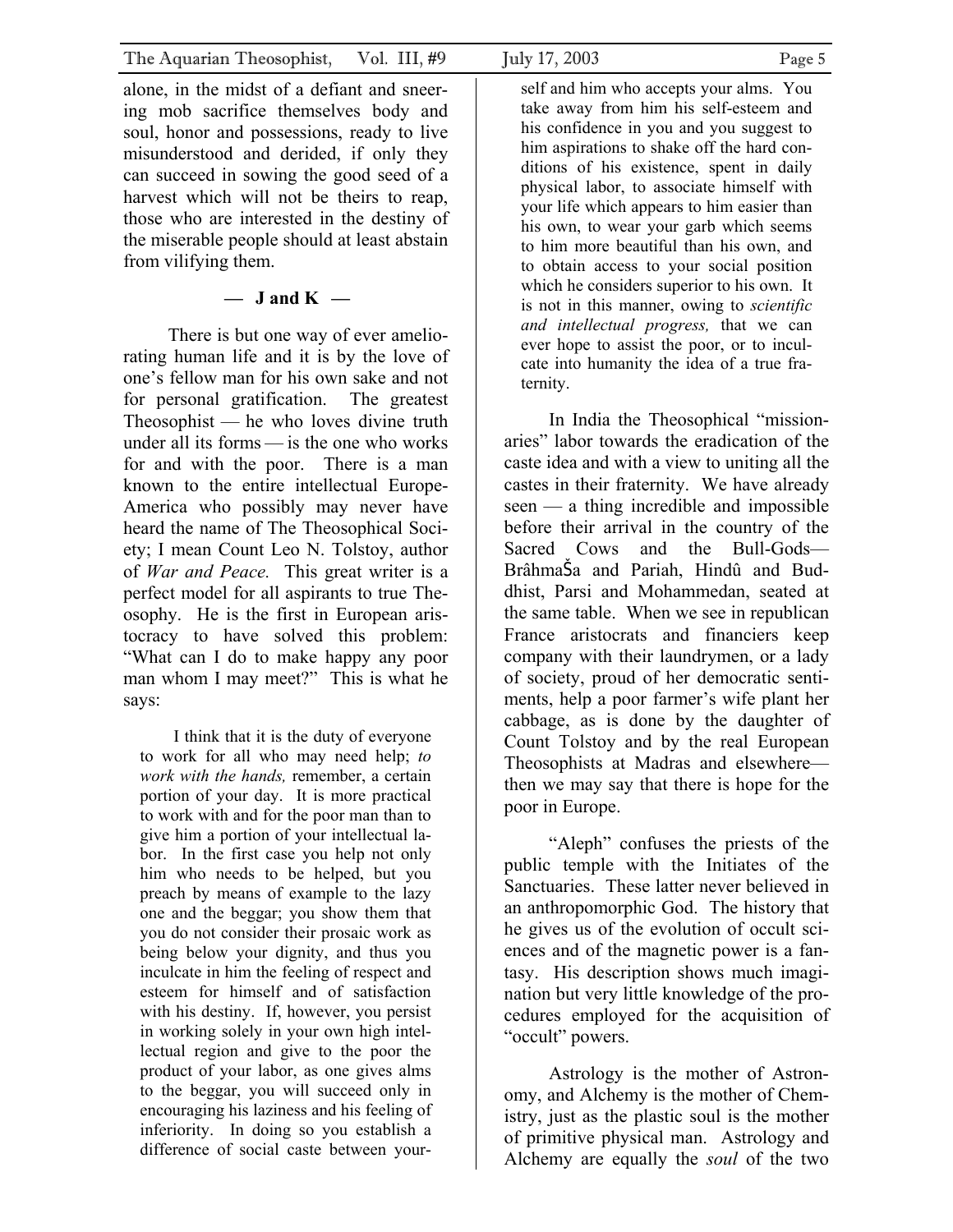alone, in the midst of a defiant and sneering mob sacrifice themselves body and soul, honor and possessions, ready to live misunderstood and derided, if only they can succeed in sowing the good seed of a harvest which will not be theirs to reap, those who are interested in the destiny of the miserable people should at least abstain from vilifying them.

**— J and K —**

There is but one way of ever ameliorating human life and it is by the love of one's fellow man for his own sake and not for personal gratification. The greatest Theosophist — he who loves divine truth under all its forms — is the one who works for and with the poor. There is a man known to the entire intellectual Europe-America who possibly may never have heard the name of The Theosophical Society; I mean Count Leo N. Tolstoy, author of *War and Peace.* This great writer is a perfect model for all aspirants to true Theosophy. He is the first in European aristocracy to have solved this problem: "What can I do to make happy any poor man whom I may meet?" This is what he says:

> I think that it is the duty of everyone to work for all who may need help; *to work with the hands,* remember, a certain portion of your day. It is more practical to work with and for the poor man than to give him a portion of your intellectual labor. In the first case you help not only him who needs to be helped, but you preach by means of example to the lazy one and the beggar; you show them that you do not consider their prosaic work as being below your dignity, and thus you inculcate in him the feeling of respect and esteem for himself and of satisfaction with his destiny. If, however, you persist in working solely in your own high intellectual region and give to the poor the product of your labor, as one gives alms to the beggar, you will succeed only in encouraging his laziness and his feeling of inferiority. In doing so you establish a difference of social caste between yourself and him who accepts your alms. You take away from him his self-esteem and his confidence in you and you suggest to him aspirations to shake off the hard conditions of his existence, spent in daily physical labor, to associate himself with your life which appears to him easier than his own, to wear your garb which seems to him more beautiful than his own, and to obtain access to your social position which he considers superior to his own. It is not in this manner, owing to *scientific and intellectual progress,* that we can ever hope to assist the poor, or to inculcate into humanity the idea of a true fraternity.

In India the Theosophical "missionaries" labor towards the eradication of the caste idea and with a view to uniting all the castes in their fraternity. We have already seen — a thing incredible and impossible before their arrival in the country of the Sacred Cows and the Bull-Gods— BrâhmaŠa and Pariah, Hindû and Buddhist, Parsi and Mohammedan, seated at the same table. When we see in republican France aristocrats and financiers keep company with their laundrymen, or a lady of society, proud of her democratic sentiments, help a poor farmer's wife plant her cabbage, as is done by the daughter of Count Tolstoy and by the real European Theosophists at Madras and elsewhere— then we may say that there is hope for the poor in Europe.

"Aleph" confuses the priests of the public temple with the Initiates of the Sanctuaries. These latter never believed in an anthropomorphic God. The history that he gives us of the evolution of occult sciences and of the magnetic power is a fantasy. His description shows much imagination but very little knowledge of the procedures employed for the acquisition of "occult" powers.

Astrology is the mother of Astronomy, and Alchemy is the mother of Chemistry, just as the plastic soul is the mother of primitive physical man. Astrology and Alchemy are equally the *soul* of the two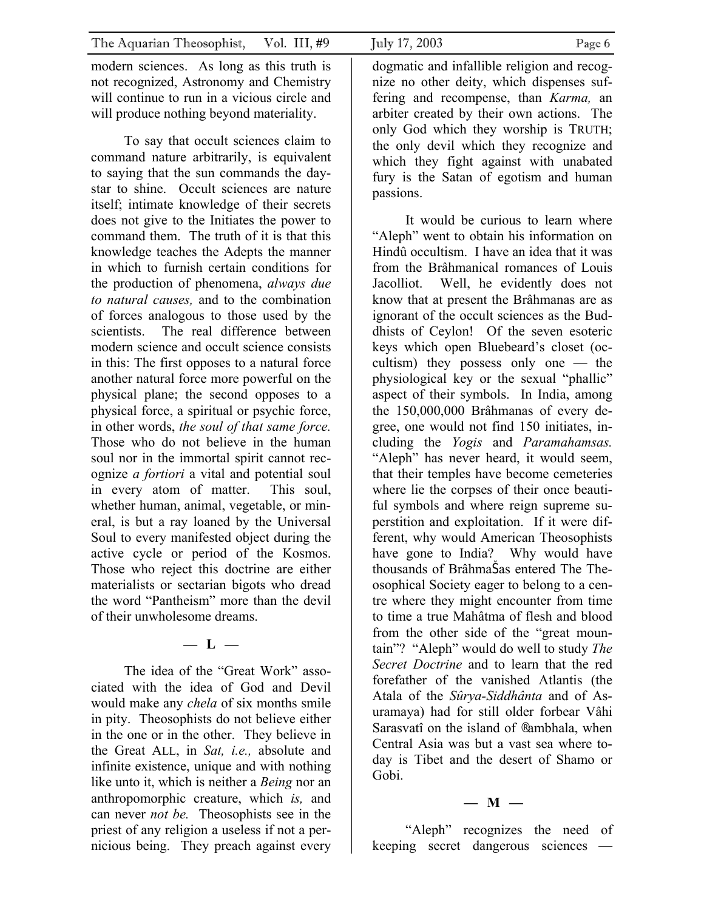modern sciences. As long as this truth is not recognized, Astronomy and Chemistry will continue to run in a vicious circle and will produce nothing beyond materiality.

To say that occult sciences claim to command nature arbitrarily, is equivalent to saying that the sun commands the day-star to shine. Occult sciences are nature itself; intimate knowledge of their secrets does not give to the Initiates the power to command them. The truth of it is that this knowledge teaches the Adepts the manner in which to furnish certain conditions for the production of phenomena, *always due to natural causes,* and to the combination of forces analogous to those used by the scientists. The real difference between modern science and occult science consists in this: The first opposes to a natural force another natural force more powerful on the physical plane; the second opposes to a physical force, a spiritual or psychic force, in other words, *the soul of that same force.* Those who do not believe in the human soul nor in the immortal spirit cannot recognize *a fortiori* a vital and potential soul in every atom of matter. This soul, whether human, animal, vegetable, or mineral, is but a ray loaned by the Universal Soul to every manifested object during the active cycle or period of the Kosmos. Those who reject this doctrine are either materialists or sectarian bigots who dread the word "Pantheism" more than the devil of their unwholesome dreams.

— L —

The idea of the "Great Work" associated with the idea of God and Devil would make any *chela* of six months smile in pity. Theosophists do not believe either in the one or in the other. They believe in the Great ALL, in *Sat, i.e.,* absolute and infinite existence, unique and with nothing like unto it, which is neither a *Being* nor an anthropomorphic creature, which *is,* and can never *not be.* Theosophists see in the priest of any religion a useless if not a pernicious being. They preach against every dogmatic and infallible religion and recognize no other deity, which dispenses suffering and recompense, than *Karma,* an arbiter created by their own actions. The only God which they worship is TRUTH; the only devil which they recognize and which they fight against with unabated fury is the Satan of egotism and human passions.

It would be curious to learn where "Aleph" went to obtain his information on Hindû occultism. I have an idea that it was from the Brâhmanical romances of Louis Jacolliot. Well, he evidently does not know that at present the Brâhmanas are as ignorant of the occult sciences as the Buddhists of Ceylon! Of the seven esoteric keys which open Bluebeard's closet (occultism) they possess only one — the physiological key or the sexual "phallic" aspect of their symbols. In India, among the 150,000,000 Brâhmanas of every degree, one would not find 150 initiates, including the *Yogis* and *Paramahamsas.* "Aleph" has never heard, it would seem, that their temples have become cemeteries where lie the corpses of their once beautiful symbols and where reign supreme superstition and exploitation. If it were different, why would American Theosophists have gone to India? Why would have thousands of BrâhmaŠas entered The Theosophical Society eager to belong to a centre where they might encounter from time to time a true Mahâtma of flesh and blood from the other side of the "great mountain"? "Aleph" would do well to study *The Secret Doctrine* and to learn that the red forefather of the vanished Atlantis (the Atala of the *Sûrya-Siddhânta* and of Asuramaya) had for still older forbear Vâhi Sarasvatî on the island of ®ambhala, when Central Asia was but a vast sea where today is Tibet and the desert of Shamo or Gobi.

— M —

"Aleph" recognizes the need of keeping secret dangerous sciences —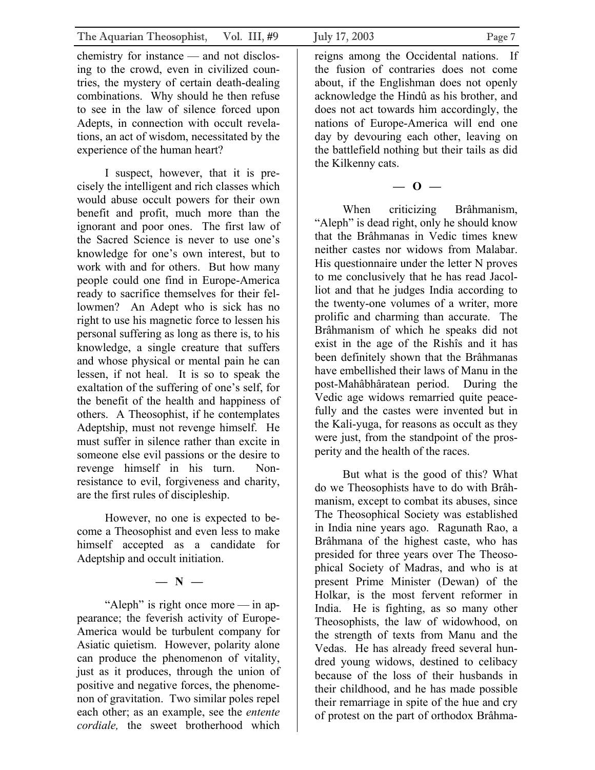chemistry for instance — and not disclosing to the crowd, even in civilized countries, the mystery of certain death-dealing combinations. Why should he then refuse to see in the law of silence forced upon Adepts, in connection with occult revelations, an act of wisdom, necessitated by the experience of the human heart?

I suspect, however, that it is precisely the intelligent and rich classes which would abuse occult powers for their own benefit and profit, much more than the ignorant and poor ones. The first law of the Sacred Science is never to use one's knowledge for one's own interest, but to work with and for others. But how many people could one find in Europe-America ready to sacrifice themselves for their fellowmen? An Adept who is sick has no right to use his magnetic force to lessen his personal suffering as long as there is, to his knowledge, a single creature that suffers and whose physical or mental pain he can lessen, if not heal. It is so to speak the exaltation of the suffering of one's self, for the benefit of the health and happiness of others. A Theosophist, if he contemplates Adeptship, must not revenge himself. He must suffer in silence rather than excite in someone else evil passions or the desire to revenge himself in his turn. Non-resistance to evil, forgiveness and charity, are the first rules of discipleship.

However, no one is expected to become a Theosophist and even less to make himself accepted as a candidate for Adeptship and occult initiation.

— N —

"Aleph" is right once more — in appearance; the feverish activity of Europe-America would be turbulent company for Asiatic quietism. However, polarity alone can produce the phenomenon of vitality, just as it produces, through the union of positive and negative forces, the phenomenon of gravitation. Two similar poles repel each other; as an example, see the *entente cordiale,* the sweet brotherhood which reigns among the Occidental nations. If the fusion of contraries does not come about, if the Englishman does not openly acknowledge the Hindû as his brother, and does not act towards him accordingly, the nations of Europe-America will end one day by devouring each other, leaving on the battlefield nothing but their tails as did the Kilkenny cats.

— O —

When criticizing Brâhmanism, "Aleph" is dead right, only he should know that the Brâhmanas in Vedic times knew neither castes nor widows from Malabar. His questionnaire under the letter N proves to me conclusively that he has read Jacolliot and that he judges India according to the twenty-one volumes of a writer, more prolific and charming than accurate. The Brâhmanism of which he speaks did not exist in the age of the Rishîs and it has been definitely shown that the Brâhmanas have embellished their laws of Manu in the post-Mahâbhâratean period. During the Vedic age widows remarried quite peacefully and the castes were invented but in the Kali-yuga, for reasons as occult as they were just, from the standpoint of the prosperity and the health of the races.

But what is the good of this? What do we Theosophists have to do with Brâhmanism, except to combat its abuses, since The Theosophical Society was established in India nine years ago. Ragunath Rao, a Brâhmana of the highest caste, who has presided for three years over The Theosophical Society of Madras, and who is at present Prime Minister (Dewan) of the Holkar, is the most fervent reformer in India. He is fighting, as so many other Theosophists, the law of widowhood, on the strength of texts from Manu and the Vedas. He has already freed several hundred young widows, destined to celibacy because of the loss of their husbands in their childhood, and he has made possible their remarriage in spite of the hue and cry of protest on the part of orthodox Brâhma-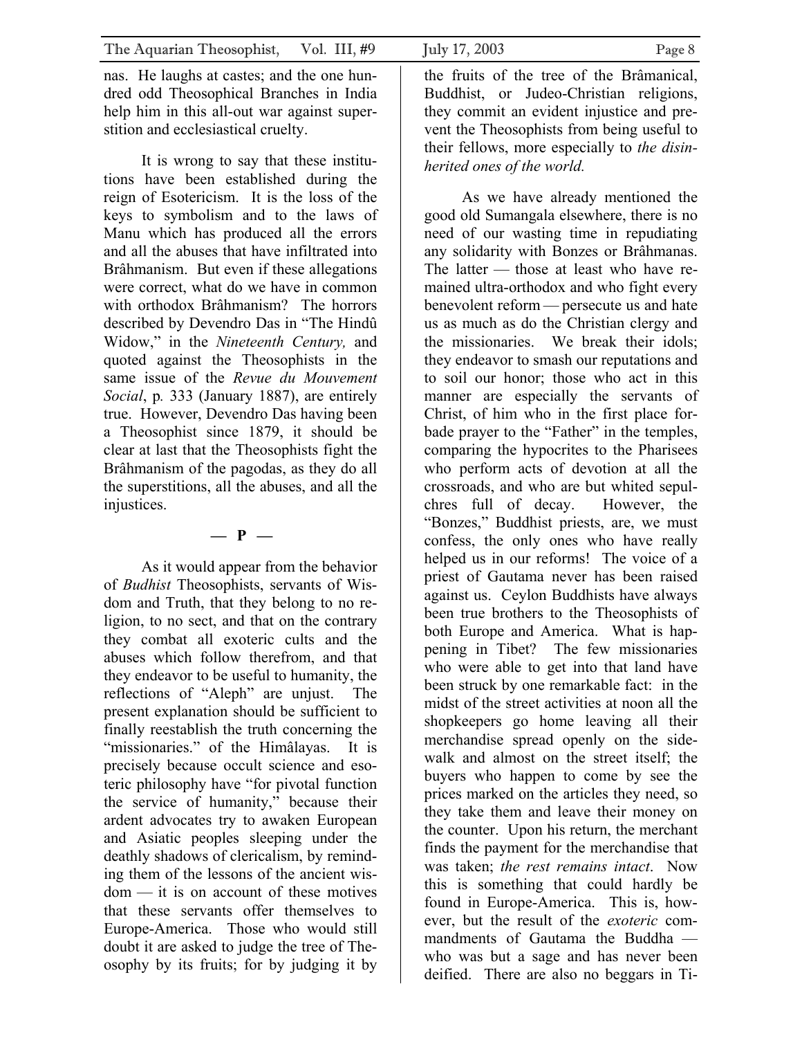nas. He laughs at castes; and the one hundred odd Theosophical Branches in India help him in this all-out war against superstition and ecclesiastical cruelty.

It is wrong to say that these institutions have been established during the reign of Esotericism. It is the loss of the keys to symbolism and to the laws of Manu which has produced all the errors and all the abuses that have infiltrated into Brâhmanism. But even if these allegations were correct, what do we have in common with orthodox Brâhmanism? The horrors described by Devendro Das in "The Hindû Widow," in the *Nineteenth Century,* and quoted against the Theosophists in the same issue of the *Revue du Mouvement Social*, p. 333 (January 1887), are entirely true. However, Devendro Das having been a Theosophist since 1879, it should be clear at last that the Theosophists fight the Brâhmanism of the pagodas, as they do all the superstitions, all the abuses, and all the injustices.

**— P —**

As it would appear from the behavior of *Budhist* Theosophists, servants of Wisdom and Truth, that they belong to no religion, to no sect, and that on the contrary they combat all exoteric cults and the abuses which follow therefrom, and that they endeavor to be useful to humanity, the reflections of "Aleph" are unjust. The present explanation should be sufficient to finally reestablish the truth concerning the "missionaries." of the Himâlayas. It is precisely because occult science and esoteric philosophy have "for pivotal function the service of humanity," because their ardent advocates try to awaken European and Asiatic peoples sleeping under the deathly shadows of clericalism, by reminding them of the lessons of the ancient wisdom — it is on account of these motives that these servants offer themselves to Europe-America. Those who would still doubt it are asked to judge the tree of Theosophy by its fruits; for by judging it by the fruits of the tree of the Brâmanical, Buddhist, or Judeo-Christian religions, they commit an evident injustice and prevent the Theosophists from being useful to their fellows, more especially to *the disinherited ones of the world.*

As we have already mentioned the good old Sumangala elsewhere, there is no need of our wasting time in repudiating any solidarity with Bonzes or Brâhmanas. The latter — those at least who have remained ultra-orthodox and who fight every benevolent reform — persecute us and hate us as much as do the Christian clergy and the missionaries. We break their idols; they endeavor to smash our reputations and to soil our honor; those who act in this manner are especially the servants of Christ, of him who in the first place forbade prayer to the "Father" in the temples, comparing the hypocrites to the Pharisees who perform acts of devotion at all the crossroads, and who are but whited sepulchres full of decay. However, the "Bonzes," Buddhist priests, are, we must confess, the only ones who have really helped us in our reforms! The voice of a priest of Gautama never has been raised against us. Ceylon Buddhists have always been true brothers to the Theosophists of both Europe and America. What is happening in Tibet? The few missionaries who were able to get into that land have been struck by one remarkable fact: in the midst of the street activities at noon all the shopkeepers go home leaving all their merchandise spread openly on the sidewalk and almost on the street itself; the buyers who happen to come by see the prices marked on the articles they need, so they take them and leave their money on the counter. Upon his return, the merchant finds the payment for the merchandise that was taken; *the rest remains intact*. Now this is something that could hardly be found in Europe-America. This is, however, but the result of the *exoteric* commandments of Gautama the Buddha — who was but a sage and has never been deified. There are also no beggars in Ti-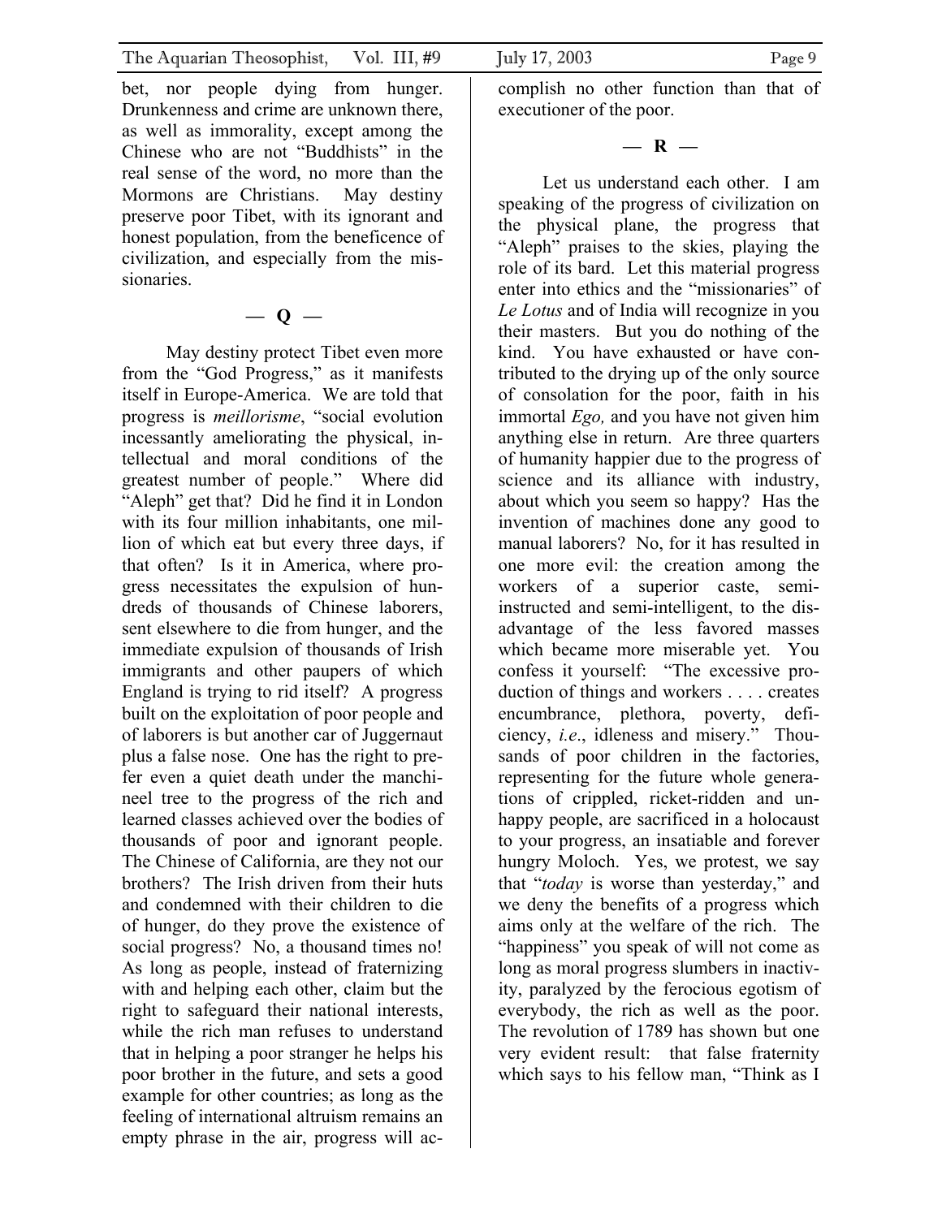bet, nor people dying from hunger. Drunkenness and crime are unknown there, as well as immorality, except among the Chinese who are not "Buddhists" in the real sense of the word, no more than the Mormons are Christians. May destiny preserve poor Tibet, with its ignorant and honest population, from the beneficence of civilization, and especially from the missionaries.

**— Q —**

May destiny protect Tibet even more from the "God Progress," as it manifests itself in Europe-America. We are told that progress is *meillorisme*, "social evolution incessantly ameliorating the physical, intellectual and moral conditions of the greatest number of people." Where did "Aleph" get that? Did he find it in London with its four million inhabitants, one million of which eat but every three days, if that often? Is it in America, where progress necessitates the expulsion of hundreds of thousands of Chinese laborers, sent elsewhere to die from hunger, and the immediate expulsion of thousands of Irish immigrants and other paupers of which England is trying to rid itself? A progress built on the exploitation of poor people and of laborers is but another car of Juggernaut plus a false nose. One has the right to prefer even a quiet death under the manchineel tree to the progress of the rich and learned classes achieved over the bodies of thousands of poor and ignorant people. The Chinese of California, are they not our brothers? The Irish driven from their huts and condemned with their children to die of hunger, do they prove the existence of social progress? No, a thousand times no! As long as people, instead of fraternizing with and helping each other, claim but the right to safeguard their national interests, while the rich man refuses to understand that in helping a poor stranger he helps his poor brother in the future, and sets a good example for other countries; as long as the feeling of international altruism remains an empty phrase in the air, progress will accomplish no other function than that of executioner of the poor.

**— R —**

Let us understand each other. I am speaking of the progress of civilization on the physical plane, the progress that "Aleph" praises to the skies, playing the role of its bard. Let this material progress enter into ethics and the "missionaries" of *Le Lotus* and of India will recognize in you their masters. But you do nothing of the kind. You have exhausted or have contributed to the drying up of the only source of consolation for the poor, faith in his immortal *Ego,* and you have not given him anything else in return. Are three quarters of humanity happier due to the progress of science and its alliance with industry, about which you seem so happy? Has the invention of machines done any good to manual laborers? No, for it has resulted in one more evil: the creation among the workers of a superior caste, semi-instructed and semi-intelligent, to the disadvantage of the less favored masses which became more miserable yet. You confess it yourself: "The excessive production of things and workers . . . . creates encumbrance, plethora, poverty, deficiency, *i.e*., idleness and misery." Thousands of poor children in the factories, representing for the future whole generations of crippled, ricket-ridden and unhappy people, are sacrificed in a holocaust to your progress, an insatiable and forever hungry Moloch. Yes, we protest, we say that "*today* is worse than yesterday," and we deny the benefits of a progress which aims only at the welfare of the rich. The "happiness" you speak of will not come as long as moral progress slumbers in inactivity, paralyzed by the ferocious egotism of everybody, the rich as well as the poor. The revolution of 1789 has shown but one very evident result: that false fraternity which says to his fellow man, "Think as I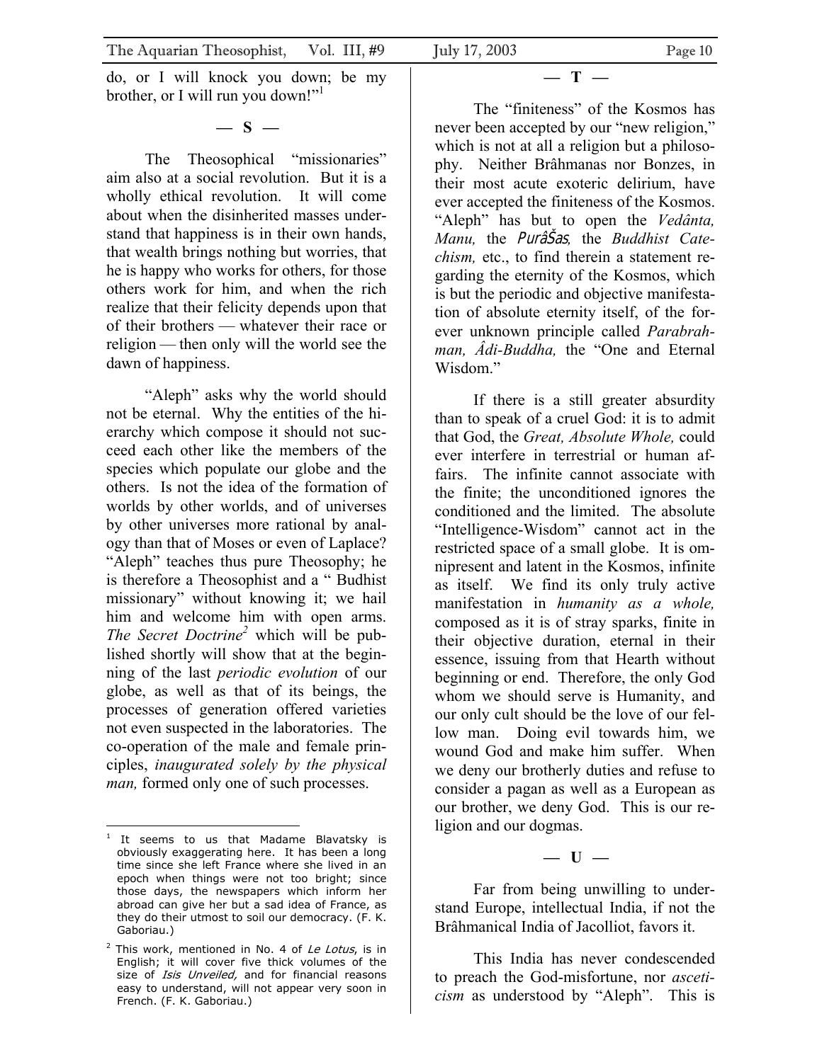do, or I will knock you down; be my brother, or I will run you down!"[1]

**— S —**

The Theosophical "missionaries" aim also at a social revolution. But it is a wholly ethical revolution. It will come about when the disinherited masses understand that happiness is in their own hands, that wealth brings nothing but worries, that he is happy who works for others, for those others work for him, and when the rich realize that their felicity depends upon that of their brothers — whatever their race or religion — then only will the world see the dawn of happiness.

"Aleph" asks why the world should not be eternal. Why the entities of the hierarchy which compose it should not succeed each other like the members of the species which populate our globe and the others. Is not the idea of the formation of worlds by other worlds, and of universes by other universes more rational by analogy than that of Moses or even of Laplace? "Aleph" teaches thus pure Theosophy; he is therefore a Theosophist and a " Budhist missionary" without knowing it; we hail him and welcome him with open arms. *The Secret Doctrine*[2] which will be published shortly will show that at the beginning of the last *periodic evolution* of our globe, as well as that of its beings, the processes of generation offered varieties not even suspected in the laboratories. The co-operation of the male and female principles, *inaugurated solely by the physical man,* formed only one of such processes.

**— T —**

The "finiteness" of the Kosmos has never been accepted by our "new religion," which is not at all a religion but a philosophy. Neither Brâhmanas nor Bonzes, in their most acute exoteric delirium, have ever accepted the finiteness of the Kosmos. "Aleph" has but to open the *Vedânta, Manu,* the *PurâŠas*, the *Buddhist Catechism,* etc., to find therein a statement regarding the eternity of the Kosmos, which is but the periodic and objective manifestation of absolute eternity itself, of the forever unknown principle called *Parabrahman, Âdi-Buddha,* the "One and Eternal Wisdom."

If there is a still greater absurdity than to speak of a cruel God: it is to admit that God, the *Great, Absolute Whole,* could ever interfere in terrestrial or human affairs. The infinite cannot associate with the finite; the unconditioned ignores the conditioned and the limited. The absolute "Intelligence-Wisdom" cannot act in the restricted space of a small globe. It is omnipresent and latent in the Kosmos, infinite as itself. We find its only truly active manifestation in *humanity as a whole,* composed as it is of stray sparks, finite in their objective duration, eternal in their essence, issuing from that Hearth without beginning or end. Therefore, the only God whom we should serve is Humanity, and our only cult should be the love of our fellow man. Doing evil towards him, we wound God and make him suffer. When we deny our brotherly duties and refuse to consider a pagan as well as a European as our brother, we deny God. This is our religion and our dogmas.

**— U —**

Far from being unwilling to understand Europe, intellectual India, if not the Brâhmanical India of Jacolliot, favors it.

This India has never condescended to preach the God-misfortune, nor *asceticism* as understood by "Aleph". This is

---

[1] It seems to us that Madame Blavatsky is obviously exaggerating here. It has been a long time since she left France where she lived in an epoch when things were not too bright; since those days, the newspapers which inform her abroad can give her but a sad idea of France, as they do their utmost to soil our democracy. (F. K. Gaboriau.)

[2] This work, mentioned in No. 4 of *Le Lotus*, is in English; it will cover five thick volumes of the size of *Isis Unveiled,* and for financial reasons easy to understand, will not appear very soon in French. (F. K. Gaboriau.)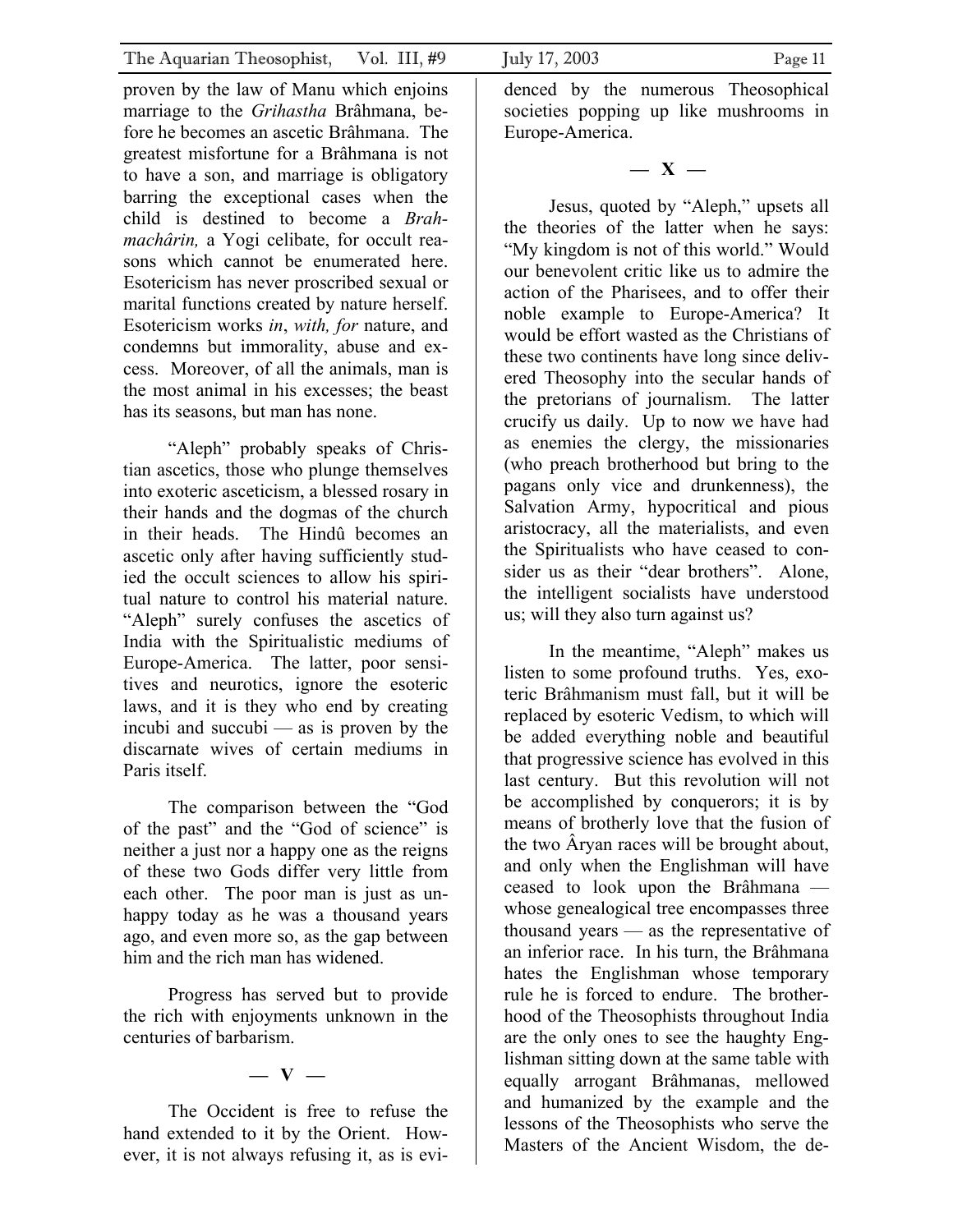proven by the law of Manu which enjoins marriage to the *Grihastha* Brâhmana, before he becomes an ascetic Brâhmana. The greatest misfortune for a Brâhmana is not to have a son, and marriage is obligatory barring the exceptional cases when the child is destined to become a *Brahmachârin,* a Yogi celibate, for occult reasons which cannot be enumerated here. Esotericism has never proscribed sexual or marital functions created by nature herself. Esotericism works *in*, *with, for* nature, and condemns but immorality, abuse and excess. Moreover, of all the animals, man is the most animal in his excesses; the beast has its seasons, but man has none.

"Aleph" probably speaks of Christian ascetics, those who plunge themselves into exoteric asceticism, a blessed rosary in their hands and the dogmas of the church in their heads. The Hindû becomes an ascetic only after having sufficiently studied the occult sciences to allow his spiritual nature to control his material nature. "Aleph" surely confuses the ascetics of India with the Spiritualistic mediums of Europe-America. The latter, poor sensitives and neurotics, ignore the esoteric laws, and it is they who end by creating incubi and succubi — as is proven by the discarnate wives of certain mediums in Paris itself.

The comparison between the "God of the past" and the "God of science" is neither a just nor a happy one as the reigns of these two Gods differ very little from each other. The poor man is just as unhappy today as he was a thousand years ago, and even more so, as the gap between him and the rich man has widened.

Progress has served but to provide the rich with enjoyments unknown in the centuries of barbarism.

## — V —

The Occident is free to refuse the hand extended to it by the Orient. However, it is not always refusing it, as is evidenced by the numerous Theosophical societies popping up like mushrooms in Europe-America.

## — X —

Jesus, quoted by "Aleph," upsets all the theories of the latter when he says: "My kingdom is not of this world." Would our benevolent critic like us to admire the action of the Pharisees, and to offer their noble example to Europe-America? It would be effort wasted as the Christians of these two continents have long since delivered Theosophy into the secular hands of the pretorians of journalism. The latter crucify us daily. Up to now we have had as enemies the clergy, the missionaries (who preach brotherhood but bring to the pagans only vice and drunkenness), the Salvation Army, hypocritical and pious aristocracy, all the materialists, and even the Spiritualists who have ceased to consider us as their "dear brothers". Alone, the intelligent socialists have understood us; will they also turn against us?

In the meantime, "Aleph" makes us listen to some profound truths. Yes, exoteric Brâhmanism must fall, but it will be replaced by esoteric Vedism, to which will be added everything noble and beautiful that progressive science has evolved in this last century. But this revolution will not be accomplished by conquerors; it is by means of brotherly love that the fusion of the two Âryan races will be brought about, and only when the Englishman will have ceased to look upon the Brâhmana — whose genealogical tree encompasses three thousand years — as the representative of an inferior race. In his turn, the Brâhmana hates the Englishman whose temporary rule he is forced to endure. The brotherhood of the Theosophists throughout India are the only ones to see the haughty Englishman sitting down at the same table with equally arrogant Brâhmanas, mellowed and humanized by the example and the lessons of the Theosophists who serve the Masters of the Ancient Wisdom, the de-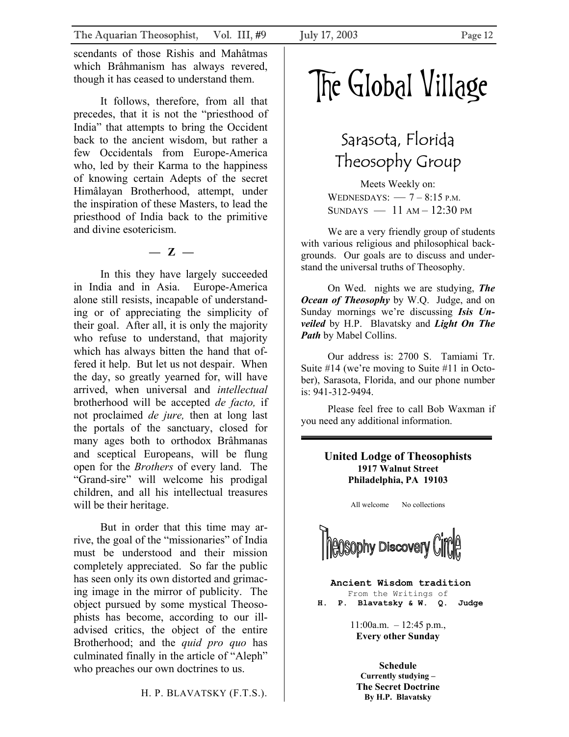scendants of those Rishis and Mahâtmas which Brâhmanism has always revered, though it has ceased to understand them.

It follows, therefore, from all that precedes, that it is not the "priesthood of India" that attempts to bring the Occident back to the ancient wisdom, but rather a few Occidentals from Europe-America who, led by their Karma to the happiness of knowing certain Adepts of the secret Himâlayan Brotherhood, attempt, under the inspiration of these Masters, to lead the priesthood of India back to the primitive and divine esotericism.

— Z —

In this they have largely succeeded in India and in Asia. Europe-America alone still resists, incapable of understanding or of appreciating the simplicity of their goal. After all, it is only the majority who refuse to understand, that majority which has always bitten the hand that offered it help. But let us not despair. When the day, so greatly yearned for, will have arrived, when universal and *intellectual* brotherhood will be accepted *de facto,* if not proclaimed *de jure,* then at long last the portals of the sanctuary, closed for many ages both to orthodox Brâhmanas and sceptical Europeans, will be flung open for the *Brothers* of every land. The "Grand-sire" will welcome his prodigal children, and all his intellectual treasures will be their heritage.

But in order that this time may arrive, the goal of the "missionaries" of India must be understood and their mission completely appreciated. So far the public has seen only its own distorted and grimacing image in the mirror of publicity. The object pursued by some mystical Theosophists has become, according to our ill-advised critics, the object of the entire Brotherhood; and the *quid pro quo* has culminated finally in the article of "Aleph" who preaches our own doctrines to us.

H. P. BLAVATSKY (F.T.S.).

# The Global Village

## Sarasota, Florida Theosophy Group

Meets Weekly on:
WEDNESDAYS: — 7 – 8:15 P.M.
SUNDAYS — 11 AM – 12:30 PM

We are a very friendly group of students with various religious and philosophical backgrounds. Our goals are to discuss and understand the universal truths of Theosophy.

On Wed. nights we are studying, ***The Ocean of Theosophy*** by W.Q. Judge, and on Sunday mornings we're discussing ***Isis Unveiled*** by H.P. Blavatsky and ***Light On The Path*** by Mabel Collins.

Our address is: 2700 S. Tamiami Tr. Suite #14 (we're moving to Suite #11 in October), Sarasota, Florida, and our phone number is: 941-312-9494.

Please feel free to call Bob Waxman if you need any additional information.

---

**United Lodge of Theosophists**
**1917 Walnut Street**
**Philadelphia, PA 19103**

All welcome  No collections

## Theosophy Discovery Circle

**Ancient Wisdom tradition**
From the Writings of
**H. P. Blavatsky & W. Q. Judge**

11:00a.m. – 12:45 p.m.,
**Every other Sunday**

**Schedule**
**Currently studying –**
**The Secret Doctrine**
**By H.P. Blavatsky**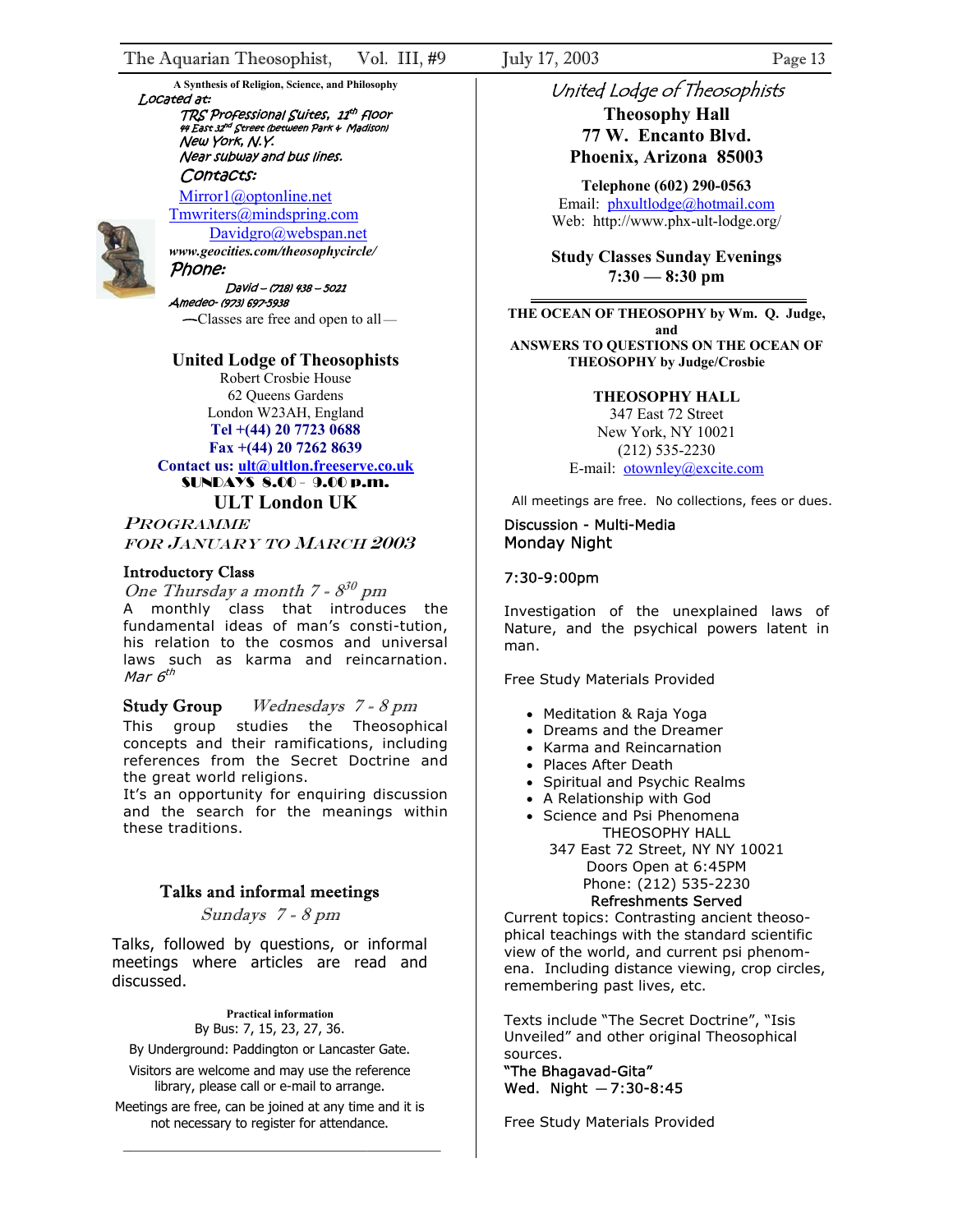A Synthesis of Religion, Science, and Philosophy

*Located at:*

*TRS Professional Suites, 11th floor*
*44 East 32nd Street (between Park & Madison)*
*New York, N.Y.*
*Near subway and bus lines.*

*Contacts:*

Mirror1@optonline.net
Tmwriters@mindspring.com
Davidgro@webspan.net
*www.geocities.com/theosophycircle/*

*Phone:*

*David – (718) 438 – 5021*
*Amedeo- (973) 697-5938*

—Classes are free and open to all—

## United Lodge of Theosophists

Robert Crosbie House
62 Queens Gardens
London W23AH, England
**Tel +(44) 20 7723 0688**
**Fax +(44) 20 7262 8639**
**Contact us: ult@ultlon.freeserve.co.uk**
**SUNDAYS 8.00 - 9.00 p.m.**

## ULT London UK

*PROGRAMME FOR JANUARY TO MARCH 2003*

**Introductory Class**
*One Thursday a month 7 - 8³⁰ pm*

A monthly class that introduces the fundamental ideas of man's consti-tution, his relation to the cosmos and universal laws such as karma and reincarnation. *Mar 6th*

**Study Group** *Wednesdays 7 - 8 pm*

This group studies the Theosophical concepts and their ramifications, including references from the Secret Doctrine and the great world religions.
It's an opportunity for enquiring discussion and the search for the meanings within these traditions.

**Talks and informal meetings**
*Sundays 7 - 8 pm*

Talks, followed by questions, or informal meetings where articles are read and discussed.

**Practical information**
By Bus: 7, 15, 23, 27, 36.
By Underground: Paddington or Lancaster Gate.
Visitors are welcome and may use the reference library, please call or e-mail to arrange.
Meetings are free, can be joined at any time and it is not necessary to register for attendance.

---

## *United Lodge of Theosophists*

**Theosophy Hall**
**77 W. Encanto Blvd.**
**Phoenix, Arizona 85003**

**Telephone (602) 290-0563**
Email: phxultlodge@hotmail.com
Web: http://www.phx-ult-lodge.org/

**Study Classes Sunday Evenings**
**7:30 — 8:30 pm**

---

**THE OCEAN OF THEOSOPHY by Wm. Q. Judge, and ANSWERS TO QUESTIONS ON THE OCEAN OF THEOSOPHY by Judge/Crosbie**

**THEOSOPHY HALL**
347 East 72 Street
New York, NY 10021
(212) 535-2230
E-mail: otownley@excite.com

All meetings are free. No collections, fees or dues.

Discussion - Multi-Media
Monday Night

7:30-9:00pm

Investigation of the unexplained laws of Nature, and the psychical powers latent in man.

Free Study Materials Provided

- Meditation & Raja Yoga
- Dreams and the Dreamer
- Karma and Reincarnation
- Places After Death
- Spiritual and Psychic Realms
- A Relationship with God
- Science and Psi Phenomena

THEOSOPHY HALL
347 East 72 Street, NY NY 10021
Doors Open at 6:45PM
Phone: (212) 535-2230
**Refreshments Served**

Current topics: Contrasting ancient theoso-phical teachings with the standard scientific view of the world, and current psi phenom-ena. Including distance viewing, crop circles, remembering past lives, etc.

Texts include "The Secret Doctrine", "Isis Unveiled" and other original Theosophical sources.
**"The Bhagavad-Gita"**
**Wed. Night — 7:30-8:45**

Free Study Materials Provided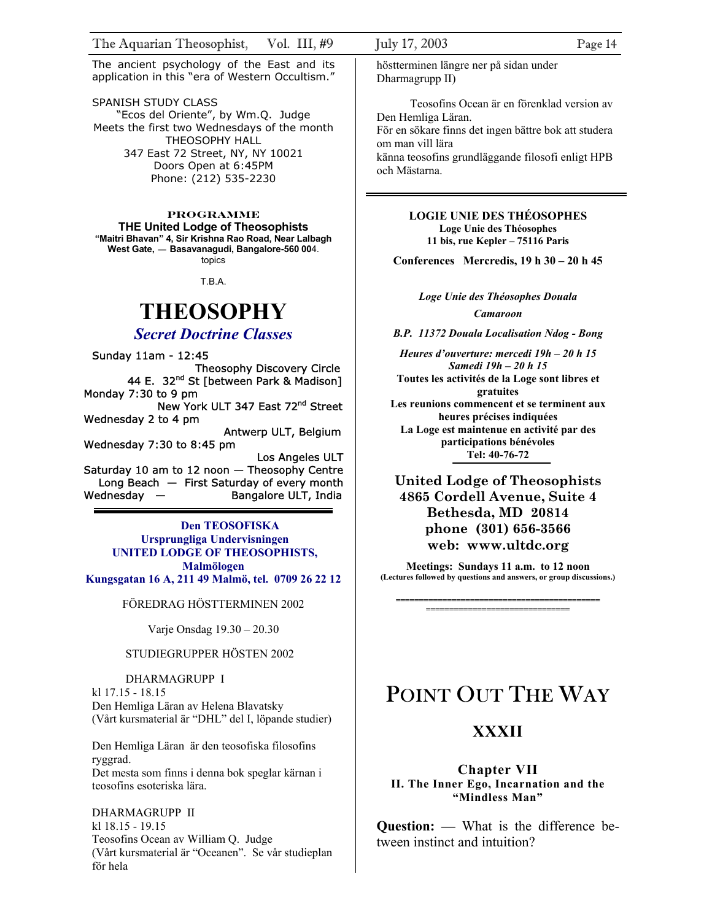The ancient psychology of the East and its application in this "era of Western Occultism."

SPANISH STUDY CLASS
"Ecos del Oriente", by Wm.Q. Judge
Meets the first two Wednesdays of the month
THEOSOPHY HALL
347 East 72 Street, NY, NY 10021
Doors Open at 6:45PM
Phone: (212) 535-2230

**PROGRAMME**

**THE United Lodge of Theosophists**
**"Maitri Bhavan" 4, Sir Krishna Rao Road, Near Lalbagh West Gate, — Basavanagudi, Bangalore-560 00**4.
topics

T.B.A.

# THEOSOPHY

## *Secret Doctrine Classes*

Sunday 11am - 12:45 Theosophy Discovery Circle
44 E. 32nd St [between Park & Madison]
Monday 7:30 to 9 pm New York ULT 347 East 72nd Street
Wednesday 2 to 4 pm Antwerp ULT, Belgium
Wednesday 7:30 to 8:45 pm Los Angeles ULT
Saturday 10 am to 12 noon — Theosophy Centre
Long Beach — First Saturday of every month
Wednesday — Bangalore ULT, India

---

**Den TEOSOFISKA**
**Ursprungliga Undervisningen**
**UNITED LODGE OF THEOSOPHISTS, Malmölogen**
**Kungsgatan 16 A, 211 49 Malmö, tel. 0709 26 22 12**

FÖREDRAG HÖSTTERMINEN 2002

Varje Onsdag 19.30 – 20.30

STUDIEGRUPPER HÖSTEN 2002

DHARMAGRUPP I
kl 17.15 - 18.15
Den Hemliga Läran av Helena Blavatsky
(Vårt kursmaterial är "DHL" del I, löpande studier)

Den Hemliga Läran är den teosofiska filosofins ryggrad.
Det mesta som finns i denna bok speglar kärnan i teosofins esoteriska lära.

DHARMAGRUPP II
kl 18.15 - 19.15
Teosofins Ocean av William Q. Judge
(Vårt kursmaterial är "Oceanen". Se vår studieplan för hela höstterminen längre ner på sidan under Dharmagrupp II)

Teosofins Ocean är en förenklad version av Den Hemliga Läran.
För en sökare finns det ingen bättre bok att studera om man vill lära
känna teosofins grundläggande filosofi enligt HPB och Mästarna.

---

**LOGIE UNIE DES THÉOSOPHES**
**Loge Unie des Théosophes**
**11 bis, rue Kepler – 75116 Paris**

**Conferences Mercredis, 19 h 30 – 20 h 45**

***Loge Unie des Théosophes Douala***
***Camaroon***
***B.P. 11372 Douala Localisation Ndog - Bong***

***Heures d'ouverture: mercedi 19h – 20 h 15***
***Samedi 19h – 20 h 15***
**Toutes les activités de la Loge sont libres et gratuites**
**Les reunions commencent et se terminent aux heures précises indiquées**
**La Loge est maintenue en activité par des participations bénévoles**
**Tel: 40-76-72**

**United Lodge of Theosophists**
**4865 Cordell Avenue, Suite 4**
**Bethesda, MD 20814**
**phone (301) 656-3566**
**web: www.ultdc.org**

**Meetings: Sundays 11 a.m. to 12 noon**
**(Lectures followed by questions and answers, or group discussions.)**

---

# POINT OUT THE WAY

## XXXII

### Chapter VII
### II. The Inner Ego, Incarnation and the "Mindless Man"

**Question: —** What is the difference between instinct and intuition?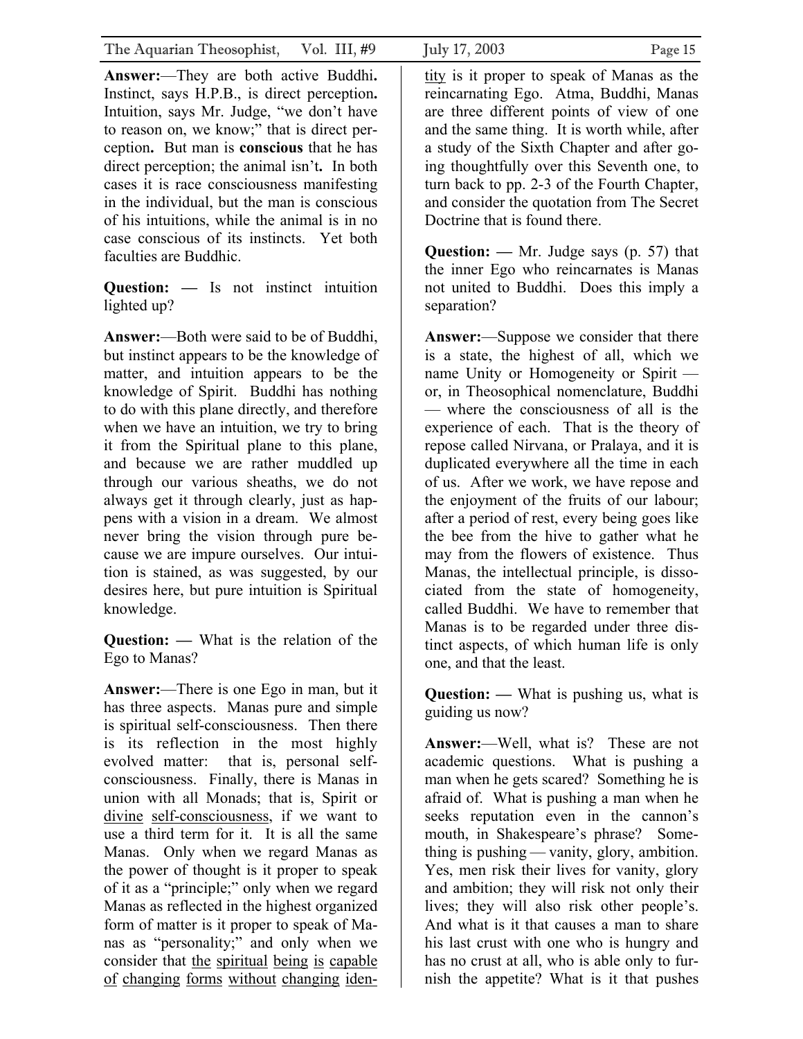**Answer:**—They are both active Buddhi**.** Instinct, says H.P.B., is direct perception**.** Intuition, says Mr. Judge, "we don't have to reason on, we know;" that is direct perception**.** But man is **conscious** that he has direct perception; the animal isn't**.** In both cases it is race consciousness manifesting in the individual, but the man is conscious of his intuitions, while the animal is in no case conscious of its instincts. Yet both faculties are Buddhic.

**Question: —** Is not instinct intuition lighted up?

**Answer:**—Both were said to be of Buddhi, but instinct appears to be the knowledge of matter, and intuition appears to be the knowledge of Spirit. Buddhi has nothing to do with this plane directly, and therefore when we have an intuition, we try to bring it from the Spiritual plane to this plane, and because we are rather muddled up through our various sheaths, we do not always get it through clearly, just as happens with a vision in a dream. We almost never bring the vision through pure because we are impure ourselves. Our intuition is stained, as was suggested, by our desires here, but pure intuition is Spiritual knowledge.

**Question: —** What is the relation of the Ego to Manas?

**Answer:**—There is one Ego in man, but it has three aspects. Manas pure and simple is spiritual self-consciousness. Then there is its reflection in the most highly evolved matter: that is, personal self-consciousness. Finally, there is Manas in union with all Monads; that is, Spirit or divine self-consciousness, if we want to use a third term for it. It is all the same Manas. Only when we regard Manas as the power of thought is it proper to speak of it as a "principle;" only when we regard Manas as reflected in the highest organized form of matter is it proper to speak of Manas as "personality;" and only when we consider that the spiritual being is capable of changing forms without changing identity is it proper to speak of Manas as the reincarnating Ego. Atma, Buddhi, Manas are three different points of view of one and the same thing. It is worth while, after a study of the Sixth Chapter and after going thoughtfully over this Seventh one, to turn back to pp. 2-3 of the Fourth Chapter, and consider the quotation from The Secret Doctrine that is found there.

**Question: —** Mr. Judge says (p. 57) that the inner Ego who reincarnates is Manas not united to Buddhi. Does this imply a separation?

**Answer:**—Suppose we consider that there is a state, the highest of all, which we name Unity or Homogeneity or Spirit — or, in Theosophical nomenclature, Buddhi — where the consciousness of all is the experience of each. That is the theory of repose called Nirvana, or Pralaya, and it is duplicated everywhere all the time in each of us. After we work, we have repose and the enjoyment of the fruits of our labour; after a period of rest, every being goes like the bee from the hive to gather what he may from the flowers of existence. Thus Manas, the intellectual principle, is dissociated from the state of homogeneity, called Buddhi. We have to remember that Manas is to be regarded under three distinct aspects, of which human life is only one, and that the least.

**Question: —** What is pushing us, what is guiding us now?

**Answer:**—Well, what is? These are not academic questions. What is pushing a man when he gets scared? Something he is afraid of. What is pushing a man when he seeks reputation even in the cannon's mouth, in Shakespeare's phrase? Something is pushing — vanity, glory, ambition. Yes, men risk their lives for vanity, glory and ambition; they will risk not only their lives; they will also risk other people's. And what is it that causes a man to share his last crust with one who is hungry and has no crust at all, who is able only to furnish the appetite? What is it that pushes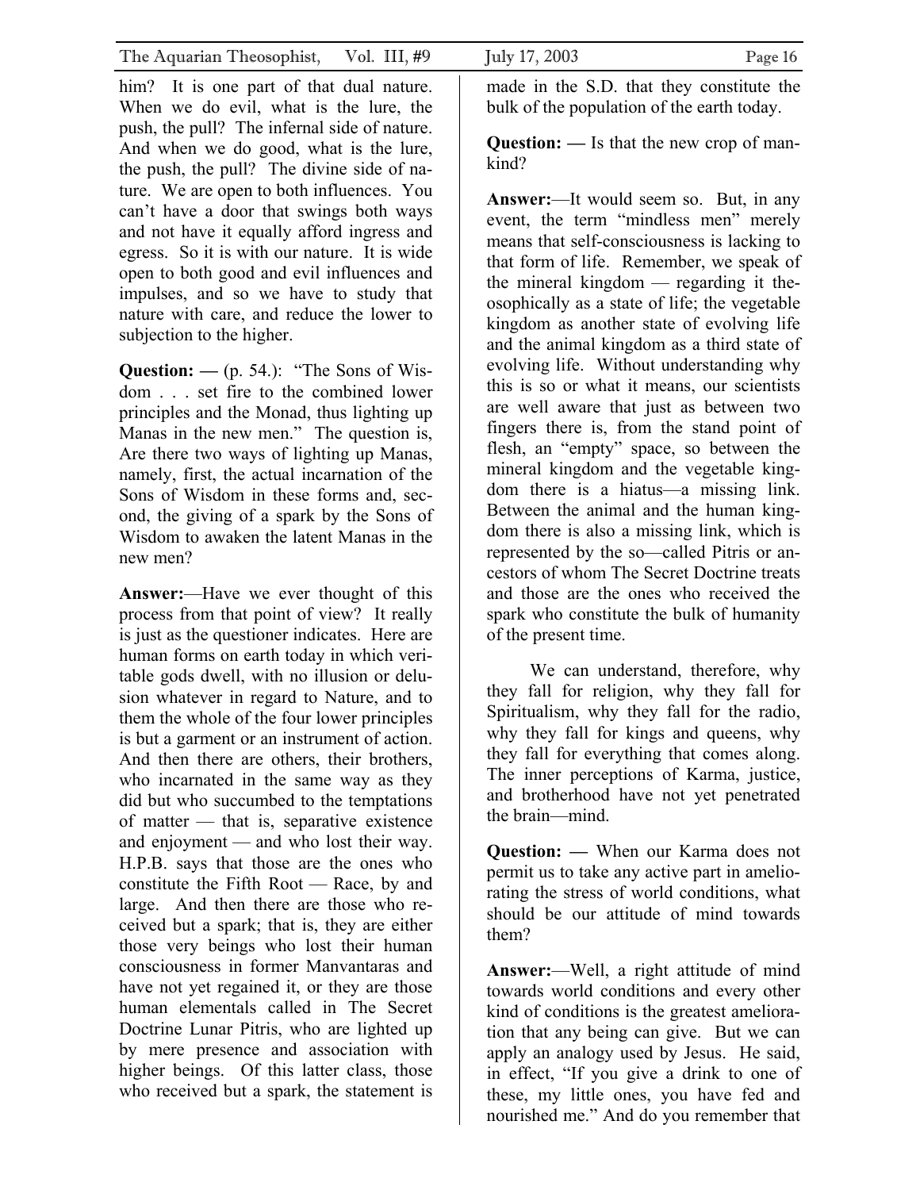him? It is one part of that dual nature. When we do evil, what is the lure, the push, the pull? The infernal side of nature. And when we do good, what is the lure, the push, the pull? The divine side of nature. We are open to both influences. You can't have a door that swings both ways and not have it equally afford ingress and egress. So it is with our nature. It is wide open to both good and evil influences and impulses, and so we have to study that nature with care, and reduce the lower to subjection to the higher.

**Question: —** (p. 54.): "The Sons of Wisdom . . . set fire to the combined lower principles and the Monad, thus lighting up Manas in the new men." The question is, Are there two ways of lighting up Manas, namely, first, the actual incarnation of the Sons of Wisdom in these forms and, second, the giving of a spark by the Sons of Wisdom to awaken the latent Manas in the new men?

**Answer:**—Have we ever thought of this process from that point of view? It really is just as the questioner indicates. Here are human forms on earth today in which veritable gods dwell, with no illusion or delusion whatever in regard to Nature, and to them the whole of the four lower principles is but a garment or an instrument of action. And then there are others, their brothers, who incarnated in the same way as they did but who succumbed to the temptations of matter — that is, separative existence and enjoyment — and who lost their way. H.P.B. says that those are the ones who constitute the Fifth Root — Race, by and large. And then there are those who received but a spark; that is, they are either those very beings who lost their human consciousness in former Manvantaras and have not yet regained it, or they are those human elementals called in The Secret Doctrine Lunar Pitris, who are lighted up by mere presence and association with higher beings. Of this latter class, those who received but a spark, the statement is made in the S.D. that they constitute the bulk of the population of the earth today.

**Question: —** Is that the new crop of mankind?

**Answer:**—It would seem so. But, in any event, the term "mindless men" merely means that self-consciousness is lacking to that form of life. Remember, we speak of the mineral kingdom — regarding it theosophically as a state of life; the vegetable kingdom as another state of evolving life and the animal kingdom as a third state of evolving life. Without understanding why this is so or what it means, our scientists are well aware that just as between two fingers there is, from the stand point of flesh, an "empty" space, so between the mineral kingdom and the vegetable kingdom there is a hiatus—a missing link. Between the animal and the human kingdom there is also a missing link, which is represented by the so—called Pitris or ancestors of whom The Secret Doctrine treats and those are the ones who received the spark who constitute the bulk of humanity of the present time.

We can understand, therefore, why they fall for religion, why they fall for Spiritualism, why they fall for the radio, why they fall for kings and queens, why they fall for everything that comes along. The inner perceptions of Karma, justice, and brotherhood have not yet penetrated the brain—mind.

**Question: —** When our Karma does not permit us to take any active part in ameliorating the stress of world conditions, what should be our attitude of mind towards them?

**Answer:**—Well, a right attitude of mind towards world conditions and every other kind of conditions is the greatest amelioration that any being can give. But we can apply an analogy used by Jesus. He said, in effect, "If you give a drink to one of these, my little ones, you have fed and nourished me." And do you remember that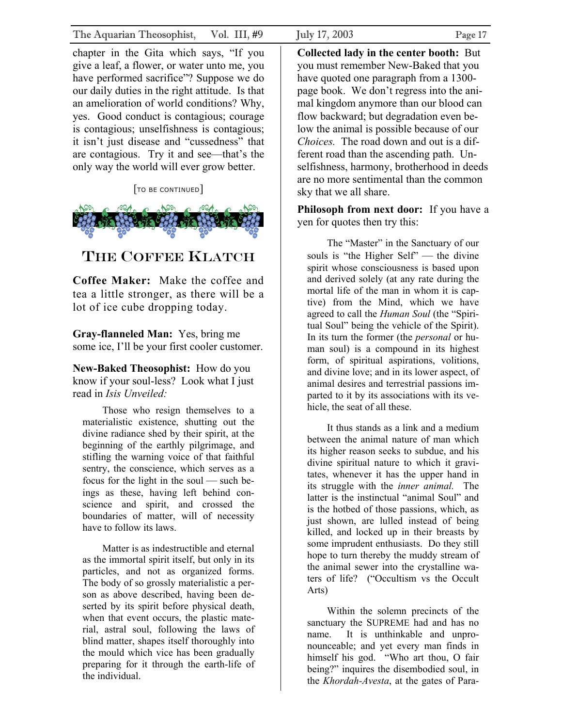chapter in the Gita which says, "If you give a leaf, a flower, or water unto me, you have performed sacrifice"? Suppose we do our daily duties in the right attitude. Is that an amelioration of world conditions? Why, yes. Good conduct is contagious; courage is contagious; unselfishness is contagious; it isn't just disease and "cussedness" that are contagious. Try it and see—that's the only way the world will ever grow better.

[TO BE CONTINUED]

## THE COFFEE KLATCH

**Coffee Maker:** Make the coffee and tea a little stronger, as there will be a lot of ice cube dropping today.

**Gray-flanneled Man:** Yes, bring me some ice, I'll be your first cooler customer.

**New-Baked Theosophist:** How do you know if your soul-less? Look what I just read in *Isis Unveiled:*

> Those who resign themselves to a materialistic existence, shutting out the divine radiance shed by their spirit, at the beginning of the earthly pilgrimage, and stifling the warning voice of that faithful sentry, the conscience, which serves as a focus for the light in the soul — such beings as these, having left behind conscience and spirit, and crossed the boundaries of matter, will of necessity have to follow its laws.
>
> Matter is as indestructible and eternal as the immortal spirit itself, but only in its particles, and not as organized forms. The body of so grossly materialistic a person as above described, having been deserted by its spirit before physical death, when that event occurs, the plastic material, astral soul, following the laws of blind matter, shapes itself thoroughly into the mould which vice has been gradually preparing for it through the earth-life of the individual.

**Collected lady in the center booth:** But you must remember New-Baked that you have quoted one paragraph from a 1300-page book. We don't regress into the animal kingdom anymore than our blood can flow backward; but degradation even below the animal is possible because of our *Choices.* The road down and out is a different road than the ascending path. Unselfishness, harmony, brotherhood in deeds are no more sentimental than the common sky that we all share.

**Philosoph from next door:** If you have a yen for quotes then try this:

> The "Master" in the Sanctuary of our souls is "the Higher Self" — the divine spirit whose consciousness is based upon and derived solely (at any rate during the mortal life of the man in whom it is captive) from the Mind, which we have agreed to call the *Human Soul* (the "Spiritual Soul" being the vehicle of the Spirit). In its turn the former (the *personal* or human soul) is a compound in its highest form, of spiritual aspirations, volitions, and divine love; and in its lower aspect, of animal desires and terrestrial passions imparted to it by its associations with its vehicle, the seat of all these.
>
> It thus stands as a link and a medium between the animal nature of man which its higher reason seeks to subdue, and his divine spiritual nature to which it gravitates, whenever it has the upper hand in its struggle with the *inner animal.* The latter is the instinctual "animal Soul" and is the hotbed of those passions, which, as just shown, are lulled instead of being killed, and locked up in their breasts by some imprudent enthusiasts. Do they still hope to turn thereby the muddy stream of the animal sewer into the crystalline waters of life? ("Occultism vs the Occult Arts)
>
> Within the solemn precincts of the sanctuary the SUPREME had and has no name. It is unthinkable and unpronounceable; and yet every man finds in himself his god. "Who art thou, O fair being?" inquires the disembodied soul, in the *Khordah-Avesta*, at the gates of Para-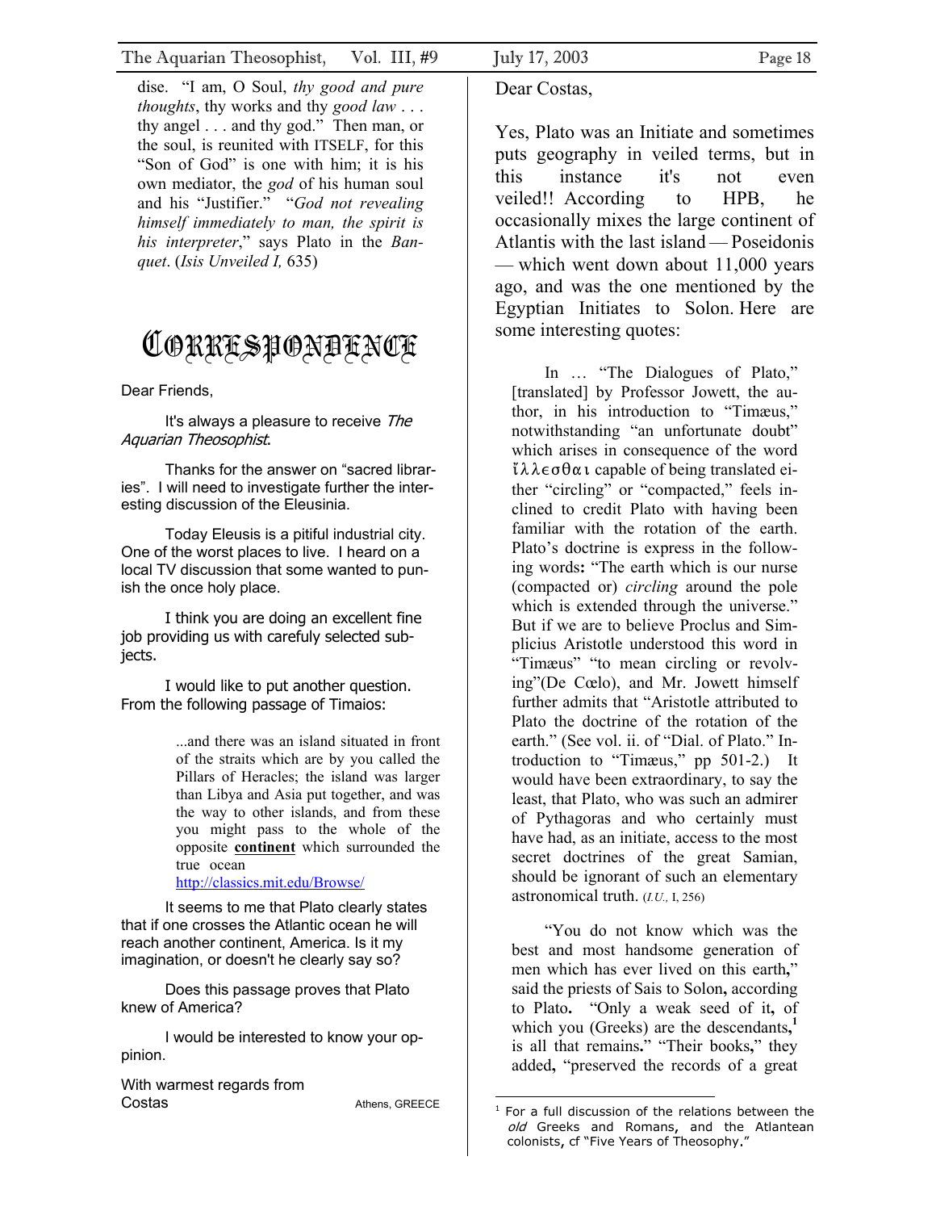dise. "I am, O Soul, *thy good and pure thoughts*, thy works and thy *good law* . . . thy angel . . . and thy god." Then man, or the soul, is reunited with ITSELF, for this "Son of God" is one with him; it is his own mediator, the *god* of his human soul and his "Justifier." "*God not revealing himself immediately to man, the spirit is his interpreter*," says Plato in the *Banquet*. (*Isis Unveiled I,* 635)

# Correspondence

Dear Friends,

It's always a pleasure to receive *The Aquarian Theosophist*.

Thanks for the answer on "sacred libraries". I will need to investigate further the interesting discussion of the Eleusinia.

Today Eleusis is a pitiful industrial city. One of the worst places to live. I heard on a local TV discussion that some wanted to punish the once holy place.

I think you are doing an excellent fine job providing us with carefuly selected subjects.

I would like to put another question. From the following passage of Timaios:

> ...and there was an island situated in front of the straits which are by you called the Pillars of Heracles; the island was larger than Libya and Asia put together, and was the way to other islands, and from these you might pass to the whole of the opposite **continent** which surrounded the true ocean
> http://classics.mit.edu/Browse/

It seems to me that Plato clearly states that if one crosses the Atlantic ocean he will reach another continent, America. Is it my imagination, or doesn't he clearly say so?

Does this passage proves that Plato knew of America?

I would be interested to know your opinion.

With warmest regards from
Costas
Athens, GREECE

Dear Costas,

Yes, Plato was an Initiate and sometimes puts geography in veiled terms, but in this instance it's not even veiled!! According to HPB, he occasionally mixes the large continent of Atlantis with the last island — Poseidonis — which went down about 11,000 years ago, and was the one mentioned by the Egyptian Initiates to Solon. Here are some interesting quotes:

> In … "The Dialogues of Plato," [translated] by Professor Jowett, the author, in his introduction to "Timæus," notwithstanding "an unfortunate doubt" which arises in consequence of the word ἴλλεσθαι capable of being translated either "circling" or "compacted," feels inclined to credit Plato with having been familiar with the rotation of the earth. Plato's doctrine is express in the following words: "The earth which is our nurse (compacted or) *circling* around the pole which is extended through the universe." But if we are to believe Proclus and Simplicius Aristotle understood this word in "Timæus" "to mean circling or revolving"(De Cœlo), and Mr. Jowett himself further admits that "Aristotle attributed to Plato the doctrine of the rotation of the earth." (See vol. ii. of "Dial. of Plato." Introduction to "Timæus," pp 501-2.) It would have been extraordinary, to say the least, that Plato, who was such an admirer of Pythagoras and who certainly must have had, as an initiate, access to the most secret doctrines of the great Samian, should be ignorant of such an elementary astronomical truth. (*I.U.,* I, 256)

> "You do not know which was the best and most handsome generation of men which has ever lived on this earth," said the priests of Sais to Solon, according to Plato. "Only a weak seed of it, of which you (Greeks) are the descendants,[1] is all that remains." "Their books," they added, "preserved the records of a great

[1] For a full discussion of the relations between the *old* Greeks and Romans, and the Atlantean colonists, cf "Five Years of Theosophy."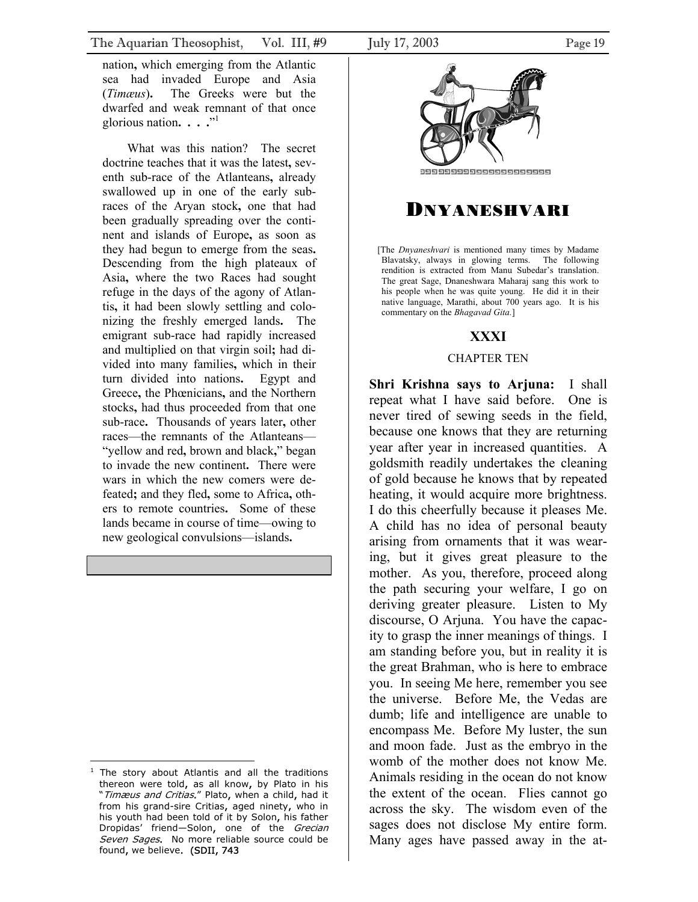nation, which emerging from the Atlantic sea had invaded Europe and Asia (*Timæus*). The Greeks were but the dwarfed and weak remnant of that once glorious nation. . . ."[1]

What was this nation? The secret doctrine teaches that it was the latest, seventh sub-race of the Atlanteans, already swallowed up in one of the early sub-races of the Aryan stock, one that had been gradually spreading over the continent and islands of Europe, as soon as they had begun to emerge from the seas. Descending from the high plateaux of Asia, where the two Races had sought refuge in the days of the agony of Atlantis, it had been slowly settling and colonizing the freshly emerged lands. The emigrant sub-race had rapidly increased and multiplied on that virgin soil; had divided into many families, which in their turn divided into nations. Egypt and Greece, the Phœnicians, and the Northern stocks, had thus proceeded from that one sub-race. Thousands of years later, other races—the remnants of the Atlanteans—"yellow and red, brown and black," began to invade the new continent. There were wars in which the new comers were defeated; and they fled, some to Africa, others to remote countries. Some of these lands became in course of time—owing to new geological convulsions—islands.

[1] The story about Atlantis and all the traditions thereon were told, as all know, by Plato in his "*Timæus and Critias*." Plato, when a child, had it from his grand-sire Critias, aged ninety, who in his youth had been told of it by Solon, his father Dropidas' friend—Solon, one of the *Grecian Seven Sages*. No more reliable source could be found, we believe. (SDII, 743

# DNYANESHVARI

[The *Dnyaneshvari* is mentioned many times by Madame Blavatsky, always in glowing terms. The following rendition is extracted from Manu Subedar's translation. The great Sage, Dnaneshwara Maharaj sang this work to his people when he was quite young. He did it in their native language, Marathi, about 700 years ago. It is his commentary on the *Bhagavad Gita*.]

## XXXI

### CHAPTER TEN

**Shri Krishna says to Arjuna:** I shall repeat what I have said before. One is never tired of sewing seeds in the field, because one knows that they are returning year after year in increased quantities. A goldsmith readily undertakes the cleaning of gold because he knows that by repeated heating, it would acquire more brightness. I do this cheerfully because it pleases Me. A child has no idea of personal beauty arising from ornaments that it was wearing, but it gives great pleasure to the mother. As you, therefore, proceed along the path securing your welfare, I go on deriving greater pleasure. Listen to My discourse, O Arjuna. You have the capacity to grasp the inner meanings of things. I am standing before you, but in reality it is the great Brahman, who is here to embrace you. In seeing Me here, remember you see the universe. Before Me, the Vedas are dumb; life and intelligence are unable to encompass Me. Before My luster, the sun and moon fade. Just as the embryo in the womb of the mother does not know Me. Animals residing in the ocean do not know the extent of the ocean. Flies cannot go across the sky. The wisdom even of the sages does not disclose My entire form. Many ages have passed away in the at-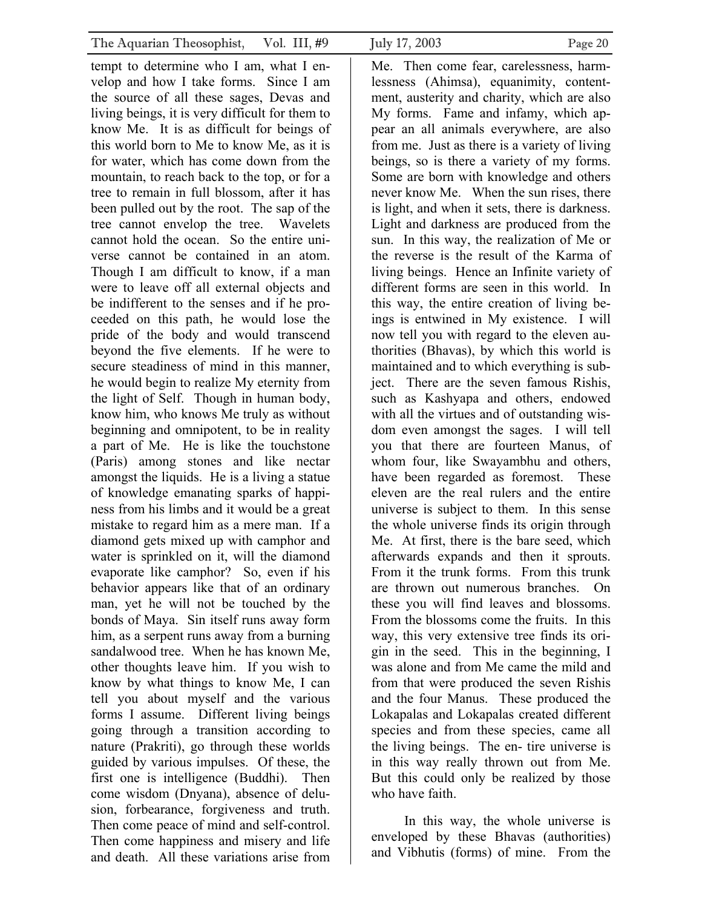tempt to determine who I am, what I envelop and how I take forms. Since I am the source of all these sages, Devas and living beings, it is very difficult for them to know Me. It is as difficult for beings of this world born to Me to know Me, as it is for water, which has come down from the mountain, to reach back to the top, or for a tree to remain in full blossom, after it has been pulled out by the root. The sap of the tree cannot envelop the tree. Wavelets cannot hold the ocean. So the entire universe cannot be contained in an atom. Though I am difficult to know, if a man were to leave off all external objects and be indifferent to the senses and if he proceeded on this path, he would lose the pride of the body and would transcend beyond the five elements. If he were to secure steadiness of mind in this manner, he would begin to realize My eternity from the light of Self. Though in human body, know him, who knows Me truly as without beginning and omnipotent, to be in reality a part of Me. He is like the touchstone (Paris) among stones and like nectar amongst the liquids. He is a living a statue of knowledge emanating sparks of happiness from his limbs and it would be a great mistake to regard him as a mere man. If a diamond gets mixed up with camphor and water is sprinkled on it, will the diamond evaporate like camphor? So, even if his behavior appears like that of an ordinary man, yet he will not be touched by the bonds of Maya. Sin itself runs away form him, as a serpent runs away from a burning sandalwood tree. When he has known Me, other thoughts leave him. If you wish to know by what things to know Me, I can tell you about myself and the various forms I assume. Different living beings going through a transition according to nature (Prakriti), go through these worlds guided by various impulses. Of these, the first one is intelligence (Buddhi). Then come wisdom (Dnyana), absence of delusion, forbearance, forgiveness and truth. Then come peace of mind and self-control. Then come happiness and misery and life and death. All these variations arise from Me. Then come fear, carelessness, harmlessness (Ahimsa), equanimity, contentment, austerity and charity, which are also My forms. Fame and infamy, which appear an all animals everywhere, are also from me. Just as there is a variety of living beings, so is there a variety of my forms. Some are born with knowledge and others never know Me. When the sun rises, there is light, and when it sets, there is darkness. Light and darkness are produced from the sun. In this way, the realization of Me or the reverse is the result of the Karma of living beings. Hence an Infinite variety of different forms are seen in this world. In this way, the entire creation of living beings is entwined in My existence. I will now tell you with regard to the eleven authorities (Bhavas), by which this world is maintained and to which everything is subject. There are the seven famous Rishis, such as Kashyapa and others, endowed with all the virtues and of outstanding wisdom even amongst the sages. I will tell you that there are fourteen Manus, of whom four, like Swayambhu and others, have been regarded as foremost. These eleven are the real rulers and the entire universe is subject to them. In this sense the whole universe finds its origin through Me. At first, there is the bare seed, which afterwards expands and then it sprouts. From it the trunk forms. From this trunk are thrown out numerous branches. On these you will find leaves and blossoms. From the blossoms come the fruits. In this way, this very extensive tree finds its origin in the seed. This in the beginning, I was alone and from Me came the mild and from that were produced the seven Rishis and the four Manus. These produced the Lokapalas and Lokapalas created different species and from these species, came all the living beings. The en- tire universe is in this way really thrown out from Me. But this could only be realized by those who have faith.

In this way, the whole universe is enveloped by these Bhavas (authorities) and Vibhutis (forms) of mine. From the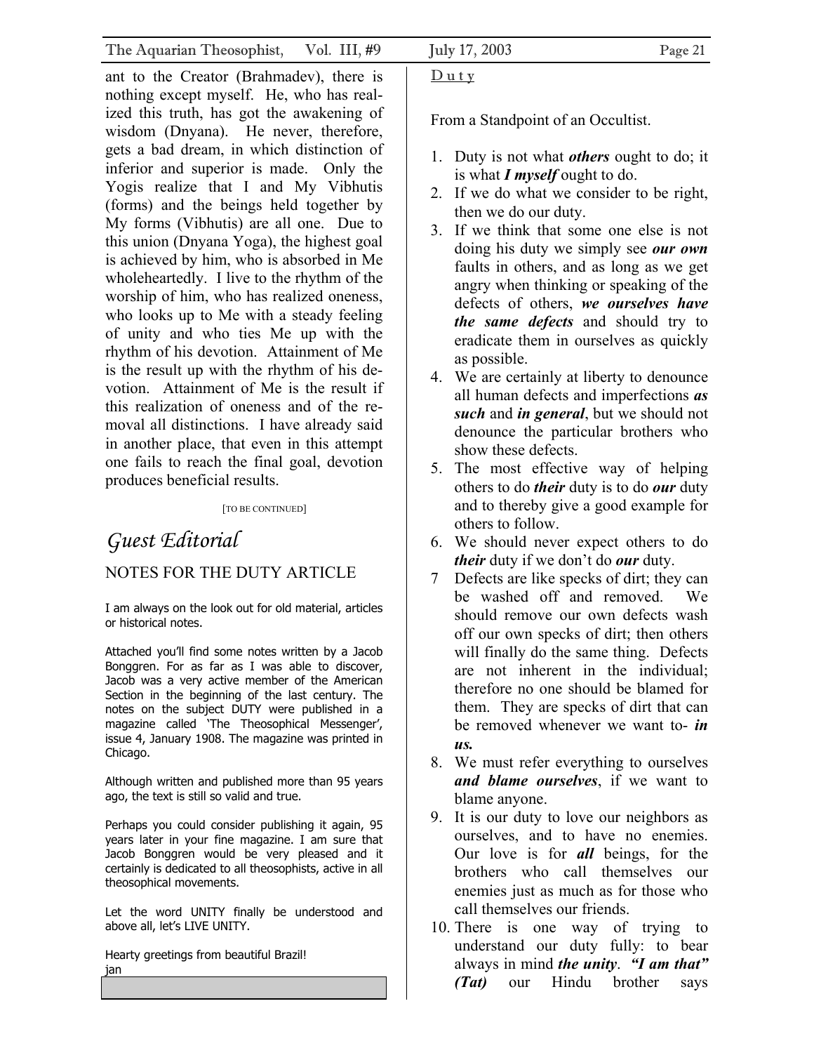ant to the Creator (Brahmadev), there is nothing except myself. He, who has realized this truth, has got the awakening of wisdom (Dnyana). He never, therefore, gets a bad dream, in which distinction of inferior and superior is made. Only the Yogis realize that I and My Vibhutis (forms) and the beings held together by My forms (Vibhutis) are all one. Due to this union (Dnyana Yoga), the highest goal is achieved by him, who is absorbed in Me wholeheartedly. I live to the rhythm of the worship of him, who has realized oneness, who looks up to Me with a steady feeling of unity and who ties Me up with the rhythm of his devotion. Attainment of Me is the result up with the rhythm of his devotion. Attainment of Me is the result if this realization of oneness and of the removal all distinctions. I have already said in another place, that even in this attempt one fails to reach the final goal, devotion produces beneficial results.

[TO BE CONTINUED]

# *Guest Editorial*

## NOTES FOR THE DUTY ARTICLE

I am always on the look out for old material, articles or historical notes.

Attached you'll find some notes written by a Jacob Bonggren. For as far as I was able to discover, Jacob was a very active member of the American Section in the beginning of the last century. The notes on the subject DUTY were published in a magazine called 'The Theosophical Messenger', issue 4, January 1908. The magazine was printed in Chicago.

Although written and published more than 95 years ago, the text is still so valid and true.

Perhaps you could consider publishing it again, 95 years later in your fine magazine. I am sure that Jacob Bonggren would be very pleased and it certainly is dedicated to all theosophists, active in all theosophical movements.

Let the word UNITY finally be understood and above all, let's LIVE UNITY.

Hearty greetings from beautiful Brazil!
jan

## D u t y

From a Standpoint of an Occultist.

1. Duty is not what ***others*** ought to do; it is what ***I myself*** ought to do.
2. If we do what we consider to be right, then we do our duty.
3. If we think that some one else is not doing his duty we simply see ***our own*** faults in others, and as long as we get angry when thinking or speaking of the defects of others, ***we ourselves have the same defects*** and should try to eradicate them in ourselves as quickly as possible.
4. We are certainly at liberty to denounce all human defects and imperfections ***as such*** and ***in general***, but we should not denounce the particular brothers who show these defects.
5. The most effective way of helping others to do ***their*** duty is to do ***our*** duty and to thereby give a good example for others to follow.
6. We should never expect others to do ***their*** duty if we don't do ***our*** duty.
7. Defects are like specks of dirt; they can be washed off and removed. We should remove our own defects wash off our own specks of dirt; then others will finally do the same thing. Defects are not inherent in the individual; therefore no one should be blamed for them. They are specks of dirt that can be removed whenever we want to- ***in us.***
8. We must refer everything to ourselves ***and blame ourselves***, if we want to blame anyone.
9. It is our duty to love our neighbors as ourselves, and to have no enemies. Our love is for ***all*** beings, for the brothers who call themselves our enemies just as much as for those who call themselves our friends.
10. There is one way of trying to understand our duty fully: to bear always in mind ***the unity***. ***"I am that" (Tat)*** our Hindu brother says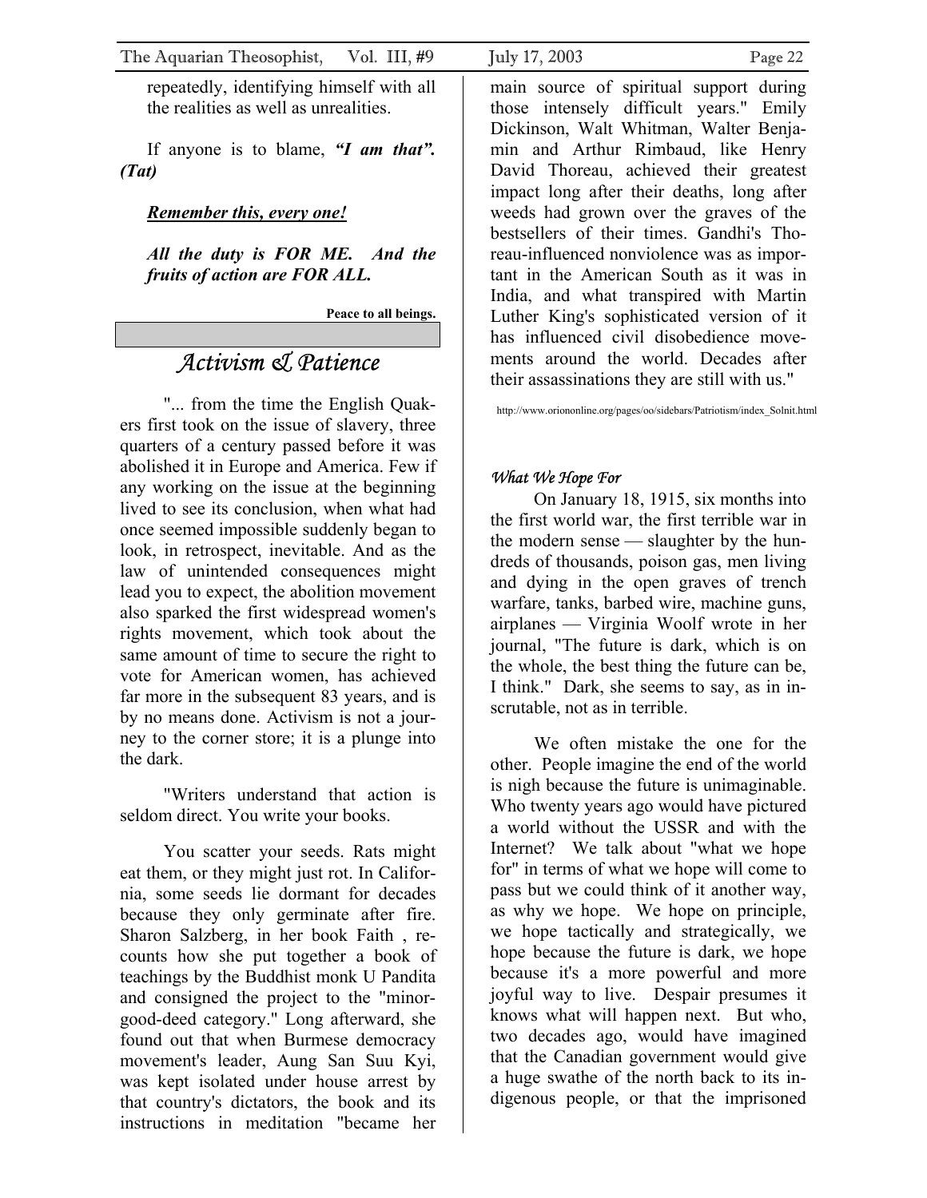repeatedly, identifying himself with all the realities as well as unrealities.

If anyone is to blame, ***"I am that". (Tat)***

***Remember this, every one!***

***All the duty is FOR ME. And the fruits of action are FOR ALL.***

**Peace to all beings.**

# *Activism & Patience*

"... from the time the English Quakers first took on the issue of slavery, three quarters of a century passed before it was abolished it in Europe and America. Few if any working on the issue at the beginning lived to see its conclusion, when what had once seemed impossible suddenly began to look, in retrospect, inevitable. And as the law of unintended consequences might lead you to expect, the abolition movement also sparked the first widespread women's rights movement, which took about the same amount of time to secure the right to vote for American women, has achieved far more in the subsequent 83 years, and is by no means done. Activism is not a journey to the corner store; it is a plunge into the dark.

"Writers understand that action is seldom direct. You write your books.

You scatter your seeds. Rats might eat them, or they might just rot. In California, some seeds lie dormant for decades because they only germinate after fire. Sharon Salzberg, in her book Faith , recounts how she put together a book of teachings by the Buddhist monk U Pandita and consigned the project to the "minor-good-deed category." Long afterward, she found out that when Burmese democracy movement's leader, Aung San Suu Kyi, was kept isolated under house arrest by that country's dictators, the book and its instructions in meditation "became her main source of spiritual support during those intensely difficult years." Emily Dickinson, Walt Whitman, Walter Benjamin and Arthur Rimbaud, like Henry David Thoreau, achieved their greatest impact long after their deaths, long after weeds had grown over the graves of the bestsellers of their times. Gandhi's Thoreau-influenced nonviolence was as important in the American South as it was in India, and what transpired with Martin Luther King's sophisticated version of it has influenced civil disobedience movements around the world. Decades after their assassinations they are still with us."

http://www.oriononline.org/pages/oo/sidebars/Patriotism/index_Solnit.html

### *What We Hope For*

On January 18, 1915, six months into the first world war, the first terrible war in the modern sense — slaughter by the hundreds of thousands, poison gas, men living and dying in the open graves of trench warfare, tanks, barbed wire, machine guns, airplanes — Virginia Woolf wrote in her journal, "The future is dark, which is on the whole, the best thing the future can be, I think." Dark, she seems to say, as in inscrutable, not as in terrible.

We often mistake the one for the other. People imagine the end of the world is nigh because the future is unimaginable. Who twenty years ago would have pictured a world without the USSR and with the Internet? We talk about "what we hope for" in terms of what we hope will come to pass but we could think of it another way, as why we hope. We hope on principle, we hope tactically and strategically, we hope because the future is dark, we hope because it's a more powerful and more joyful way to live. Despair presumes it knows what will happen next. But who, two decades ago, would have imagined that the Canadian government would give a huge swathe of the north back to its indigenous people, or that the imprisoned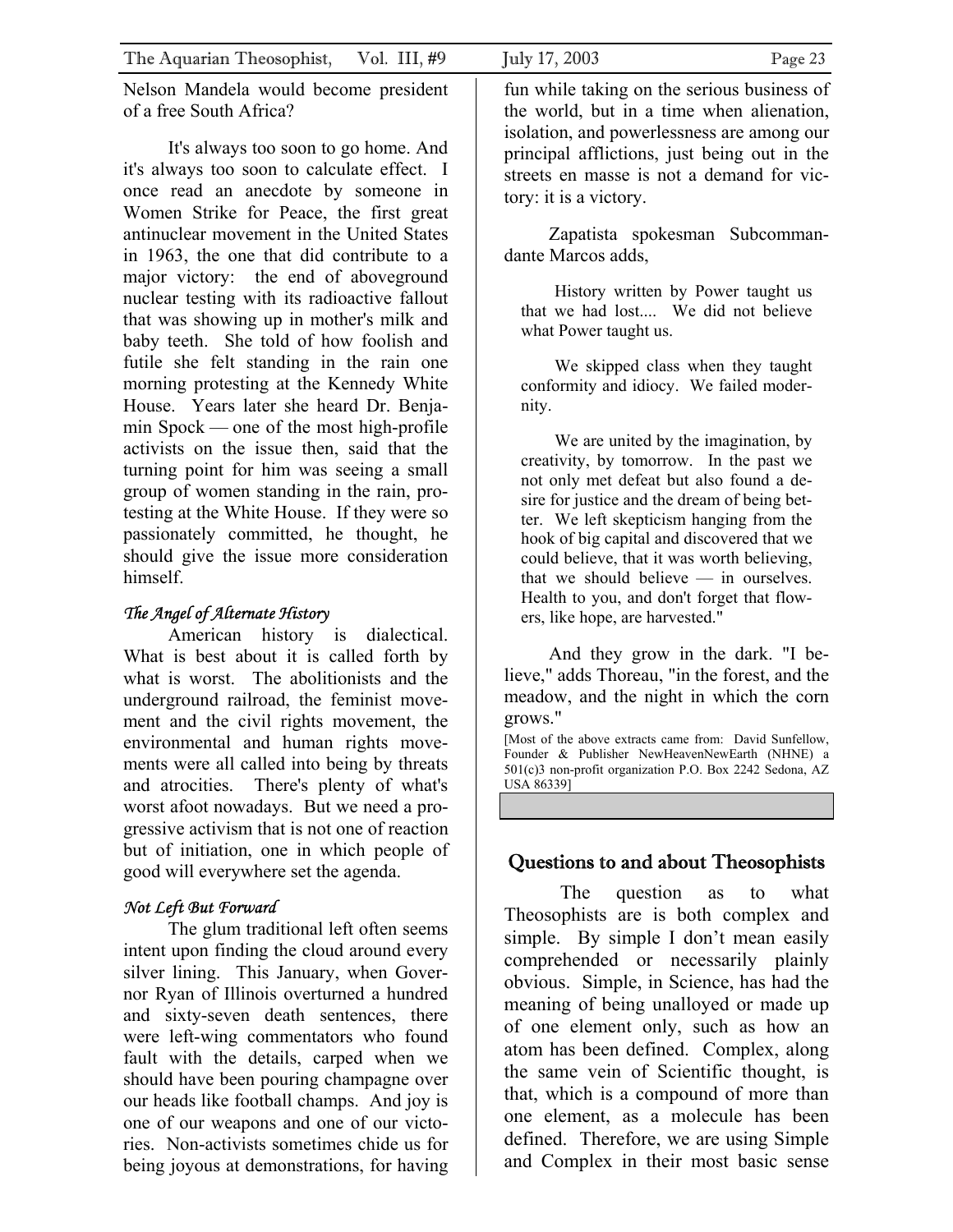Nelson Mandela would become president of a free South Africa?

It's always too soon to go home. And it's always too soon to calculate effect. I once read an anecdote by someone in Women Strike for Peace, the first great antinuclear movement in the United States in 1963, the one that did contribute to a major victory: the end of aboveground nuclear testing with its radioactive fallout that was showing up in mother's milk and baby teeth. She told of how foolish and futile she felt standing in the rain one morning protesting at the Kennedy White House. Years later she heard Dr. Benjamin Spock — one of the most high-profile activists on the issue then, said that the turning point for him was seeing a small group of women standing in the rain, protesting at the White House. If they were so passionately committed, he thought, he should give the issue more consideration himself.

*The Angel of Alternate History*

American history is dialectical. What is best about it is called forth by what is worst. The abolitionists and the underground railroad, the feminist movement and the civil rights movement, the environmental and human rights movements were all called into being by threats and atrocities. There's plenty of what's worst afoot nowadays. But we need a progressive activism that is not one of reaction but of initiation, one in which people of good will everywhere set the agenda.

*Not Left But Forward*

The glum traditional left often seems intent upon finding the cloud around every silver lining. This January, when Governor Ryan of Illinois overturned a hundred and sixty-seven death sentences, there were left-wing commentators who found fault with the details, carped when we should have been pouring champagne over our heads like football champs. And joy is one of our weapons and one of our victories. Non-activists sometimes chide us for being joyous at demonstrations, for having fun while taking on the serious business of the world, but in a time when alienation, isolation, and powerlessness are among our principal afflictions, just being out in the streets en masse is not a demand for victory: it is a victory.

Zapatista spokesman Subcommandante Marcos adds,

> History written by Power taught us that we had lost.... We did not believe what Power taught us.
>
> We skipped class when they taught conformity and idiocy. We failed modernity.
>
> We are united by the imagination, by creativity, by tomorrow. In the past we not only met defeat but also found a desire for justice and the dream of being better. We left skepticism hanging from the hook of big capital and discovered that we could believe, that it was worth believing, that we should believe — in ourselves. Health to you, and don't forget that flowers, like hope, are harvested."

And they grow in the dark. "I believe," adds Thoreau, "in the forest, and the meadow, and the night in which the corn grows."

[Most of the above extracts came from: David Sunfellow, Founder & Publisher NewHeavenNewEarth (NHNE) a 501(c)3 non-profit organization P.O. Box 2242 Sedona, AZ USA 86339]

## Questions to and about Theosophists

The question as to what Theosophists are is both complex and simple. By simple I don't mean easily comprehended or necessarily plainly obvious. Simple, in Science, has had the meaning of being unalloyed or made up of one element only, such as how an atom has been defined. Complex, along the same vein of Scientific thought, is that, which is a compound of more than one element, as a molecule has been defined. Therefore, we are using Simple and Complex in their most basic sense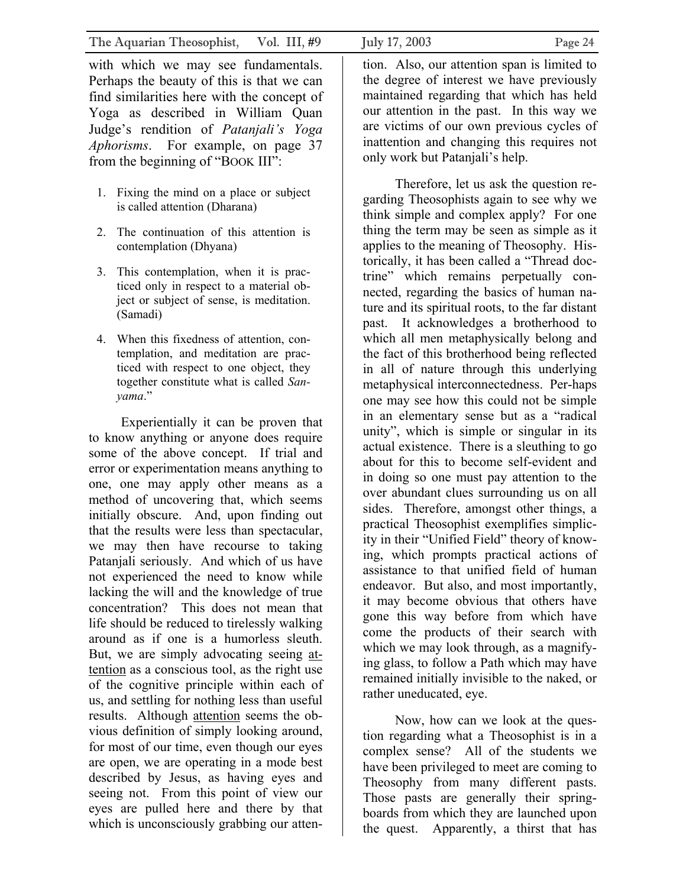with which we may see fundamentals. Perhaps the beauty of this is that we can find similarities here with the concept of Yoga as described in William Quan Judge's rendition of *Patanjali's Yoga Aphorisms*. For example, on page 37 from the beginning of "BOOK III":

1. Fixing the mind on a place or subject is called attention (Dharana)
2. The continuation of this attention is contemplation (Dhyana)
3. This contemplation, when it is practiced only in respect to a material object or subject of sense, is meditation. (Samadi)
4. When this fixedness of attention, contemplation, and meditation are practiced with respect to one object, they together constitute what is called *Sanyama*."

Experientially it can be proven that to know anything or anyone does require some of the above concept. If trial and error or experimentation means anything to one, one may apply other means as a method of uncovering that, which seems initially obscure. And, upon finding out that the results were less than spectacular, we may then have recourse to taking Patanjali seriously. And which of us have not experienced the need to know while lacking the will and the knowledge of true concentration? This does not mean that life should be reduced to tirelessly walking around as if one is a humorless sleuth. But, we are simply advocating seeing <u>attention</u> as a conscious tool, as the right use of the cognitive principle within each of us, and settling for nothing less than useful results. Although <u>attention</u> seems the obvious definition of simply looking around, for most of our time, even though our eyes are open, we are operating in a mode best described by Jesus, as having eyes and seeing not. From this point of view our eyes are pulled here and there by that which is unconsciously grabbing our attention. Also, our attention span is limited to the degree of interest we have previously maintained regarding that which has held our attention in the past. In this way we are victims of our own previous cycles of inattention and changing this requires not only work but Patanjali's help.

Therefore, let us ask the question regarding Theosophists again to see why we think simple and complex apply? For one thing the term may be seen as simple as it applies to the meaning of Theosophy. Historically, it has been called a "Thread doctrine" which remains perpetually connected, regarding the basics of human nature and its spiritual roots, to the far distant past. It acknowledges a brotherhood to which all men metaphysically belong and the fact of this brotherhood being reflected in all of nature through this underlying metaphysical interconnectedness. Per-haps one may see how this could not be simple in an elementary sense but as a "radical unity", which is simple or singular in its actual existence. There is a sleuthing to go about for this to become self-evident and in doing so one must pay attention to the over abundant clues surrounding us on all sides. Therefore, amongst other things, a practical Theosophist exemplifies simplicity in their "Unified Field" theory of knowing, which prompts practical actions of assistance to that unified field of human endeavor. But also, and most importantly, it may become obvious that others have gone this way before from which have come the products of their search with which we may look through, as a magnifying glass, to follow a Path which may have remained initially invisible to the naked, or rather uneducated, eye.

Now, how can we look at the question regarding what a Theosophist is in a complex sense? All of the students we have been privileged to meet are coming to Theosophy from many different pasts. Those pasts are generally their springboards from which they are launched upon the quest. Apparently, a thirst that has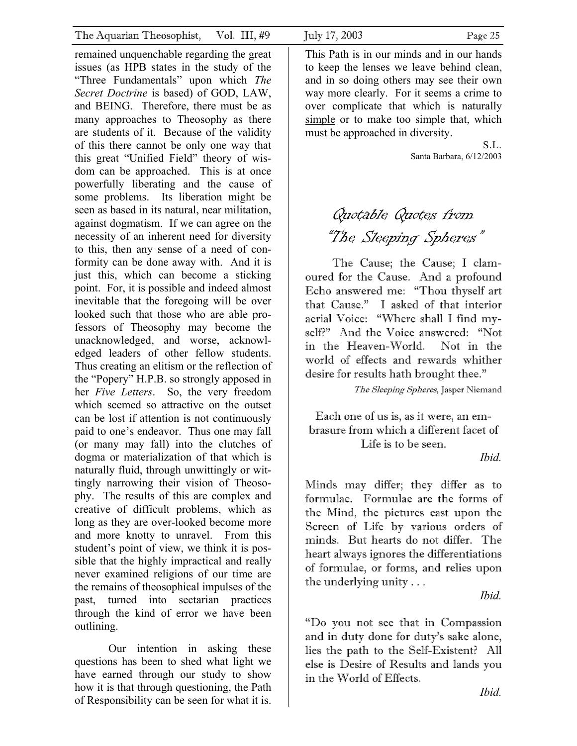remained unquenchable regarding the great issues (as HPB states in the study of the "Three Fundamentals" upon which *The Secret Doctrine* is based) of GOD, LAW, and BEING. Therefore, there must be as many approaches to Theosophy as there are students of it. Because of the validity of this there cannot be only one way that this great "Unified Field" theory of wisdom can be approached. This is at once powerfully liberating and the cause of some problems. Its liberation might be seen as based in its natural, near militation, against dogmatism. If we can agree on the necessity of an inherent need for diversity to this, then any sense of a need of conformity can be done away with. And it is just this, which can become a sticking point. For, it is possible and indeed almost inevitable that the foregoing will be over looked such that those who are able professors of Theosophy may become the unacknowledged, and worse, acknowledged leaders of other fellow students. Thus creating an elitism or the reflection of the "Popery" H.P.B. so strongly apposed in her *Five Letters*. So, the very freedom which seemed so attractive on the outset can be lost if attention is not continuously paid to one's endeavor. Thus one may fall (or many may fall) into the clutches of dogma or materialization of that which is naturally fluid, through unwittingly or wittingly narrowing their vision of Theosophy. The results of this are complex and creative of difficult problems, which as long as they are over-looked become more and more knotty to unravel. From this student's point of view, we think it is possible that the highly impractical and really never examined religions of our time are the remains of theosophical impulses of the past, turned into sectarian practices through the kind of error we have been outlining.

Our intention in asking these questions has been to shed what light we have earned through our study to show how it is that through questioning, the Path of Responsibility can be seen for what it is. This Path is in our minds and in our hands to keep the lenses we leave behind clean, and in so doing others may see their own way more clearly. For it seems a crime to over complicate that which is naturally simple or to make too simple that, which must be approached in diversity.

S.L.
Santa Barbara, 6/12/2003

## Quotable Quotes from "The Sleeping Spheres"

The Cause; the Cause; I clamoured for the Cause. And a profound Echo answered me: "Thou thyself art that Cause." I asked of that interior aerial Voice: "Where shall I find myself?" And the Voice answered: "Not in the Heaven-World. Not in the world of effects and rewards whither desire for results hath brought thee."

*The Sleeping Spheres*, Jasper Niemand

Each one of us is, as it were, an embrasure from which a different facet of Life is to be seen.

*Ibid.*

Minds may differ; they differ as to formulae. Formulae are the forms of the Mind, the pictures cast upon the Screen of Life by various orders of minds. But hearts do not differ. The heart always ignores the differentiations of formulae, or forms, and relies upon the underlying unity . . .

*Ibid.*

"Do you not see that in Compassion and in duty done for duty's sake alone, lies the path to the Self-Existent? All else is Desire of Results and lands you in the World of Effects.

*Ibid.*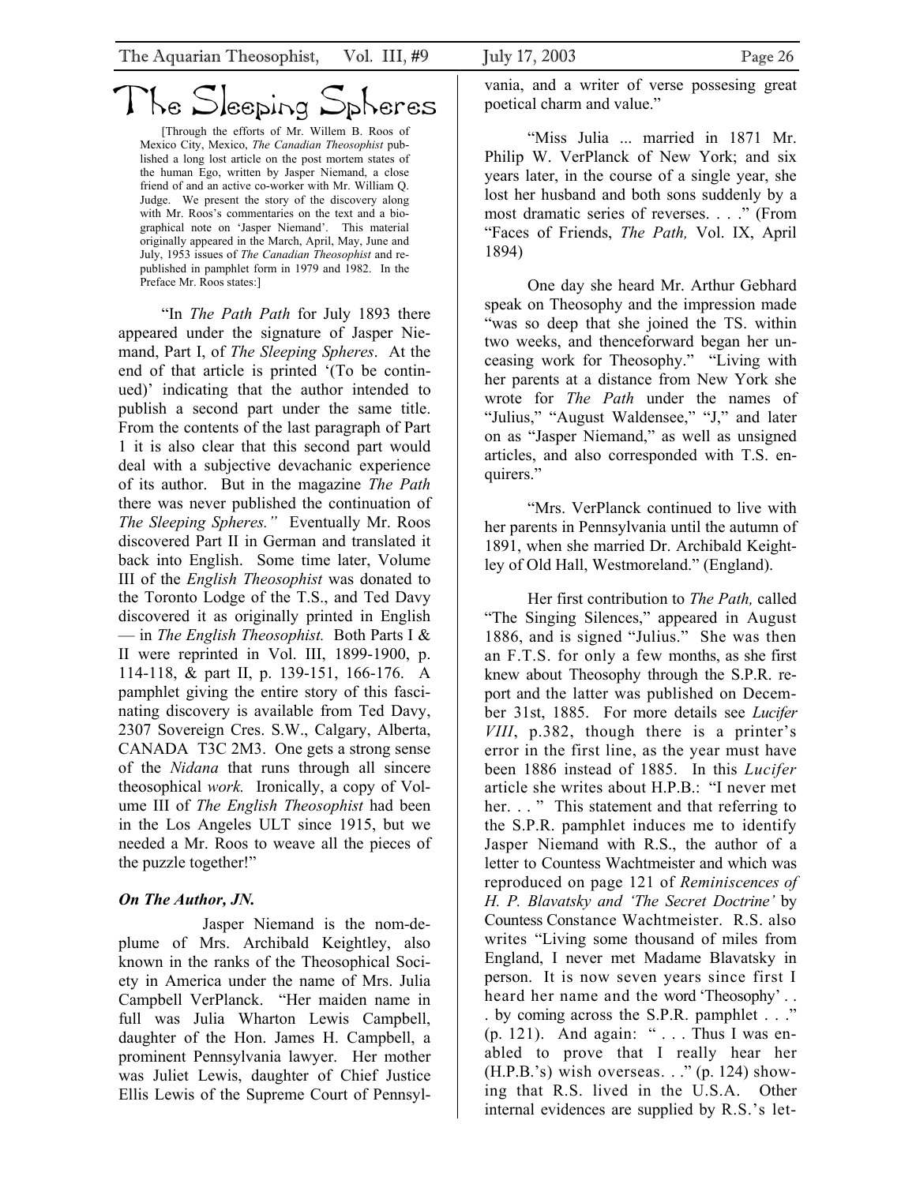# The Sleeping Spheres

[Through the efforts of Mr. Willem B. Roos of Mexico City, Mexico, *The Canadian Theosophist* published a long lost article on the post mortem states of the human Ego, written by Jasper Niemand, a close friend of and an active co-worker with Mr. William Q. Judge. We present the story of the discovery along with Mr. Roos's commentaries on the text and a biographical note on 'Jasper Niemand'. This material originally appeared in the March, April, May, June and July, 1953 issues of *The Canadian Theosophist* and republished in pamphlet form in 1979 and 1982. In the Preface Mr. Roos states:]

"In *The Path Path* for July 1893 there appeared under the signature of Jasper Niemand, Part I, of *The Sleeping Spheres*. At the end of that article is printed '(To be continued)' indicating that the author intended to publish a second part under the same title. From the contents of the last paragraph of Part 1 it is also clear that this second part would deal with a subjective devachanic experience of its author. But in the magazine *The Path* there was never published the continuation of *The Sleeping Spheres."* Eventually Mr. Roos discovered Part II in German and translated it back into English. Some time later, Volume III of the *English Theosophist* was donated to the Toronto Lodge of the T.S., and Ted Davy discovered it as originally printed in English — in *The English Theosophist.* Both Parts I & II were reprinted in Vol. III, 1899-1900, p. 114-118, & part II, p. 139-151, 166-176. A pamphlet giving the entire story of this fascinating discovery is available from Ted Davy, 2307 Sovereign Cres. S.W., Calgary, Alberta, CANADA T3C 2M3. One gets a strong sense of the *Nidana* that runs through all sincere theosophical *work.* Ironically, a copy of Volume III of *The English Theosophist* had been in the Los Angeles ULT since 1915, but we needed a Mr. Roos to weave all the pieces of the puzzle together!"

***On The Author, JN.***

Jasper Niemand is the nom-de-plume of Mrs. Archibald Keightley, also known in the ranks of the Theosophical Society in America under the name of Mrs. Julia Campbell VerPlanck. "Her maiden name in full was Julia Wharton Lewis Campbell, daughter of the Hon. James H. Campbell, a prominent Pennsylvania lawyer. Her mother was Juliet Lewis, daughter of Chief Justice Ellis Lewis of the Supreme Court of Pennsylvania, and a writer of verse possesing great poetical charm and value."

"Miss Julia ... married in 1871 Mr. Philip W. VerPlanck of New York; and six years later, in the course of a single year, she lost her husband and both sons suddenly by a most dramatic series of reverses. . . ." (From "Faces of Friends, *The Path,* Vol. IX, April 1894)

One day she heard Mr. Arthur Gebhard speak on Theosophy and the impression made "was so deep that she joined the TS. within two weeks, and thenceforward began her unceasing work for Theosophy." "Living with her parents at a distance from New York she wrote for *The Path* under the names of "Julius," "August Waldensee," "J," and later on as "Jasper Niemand," as well as unsigned articles, and also corresponded with T.S. enquirers."

"Mrs. VerPlanck continued to live with her parents in Pennsylvania until the autumn of 1891, when she married Dr. Archibald Keightley of Old Hall, Westmoreland." (England).

Her first contribution to *The Path,* called "The Singing Silences," appeared in August 1886, and is signed "Julius." She was then an F.T.S. for only a few months, as she first knew about Theosophy through the S.P.R. report and the latter was published on December 31st, 1885. For more details see *Lucifer VIII*, p.382, though there is a printer's error in the first line, as the year must have been 1886 instead of 1885. In this *Lucifer* article she writes about H.P.B.: "I never met her. . . " This statement and that referring to the S.P.R. pamphlet induces me to identify Jasper Niemand with R.S., the author of a letter to Countess Wachtmeister and which was reproduced on page 121 of *Reminiscences of H. P. Blavatsky and 'The Secret Doctrine'* by Countess Constance Wachtmeister. R.S. also writes "Living some thousand of miles from England, I never met Madame Blavatsky in person. It is now seven years since first I heard her name and the word 'Theosophy' . . . by coming across the S.P.R. pamphlet . . ." (p. 121). And again: " . . . Thus I was enabled to prove that I really hear her (H.P.B.'s) wish overseas. . ." (p. 124) showing that R.S. lived in the U.S.A. Other internal evidences are supplied by R.S.'s let-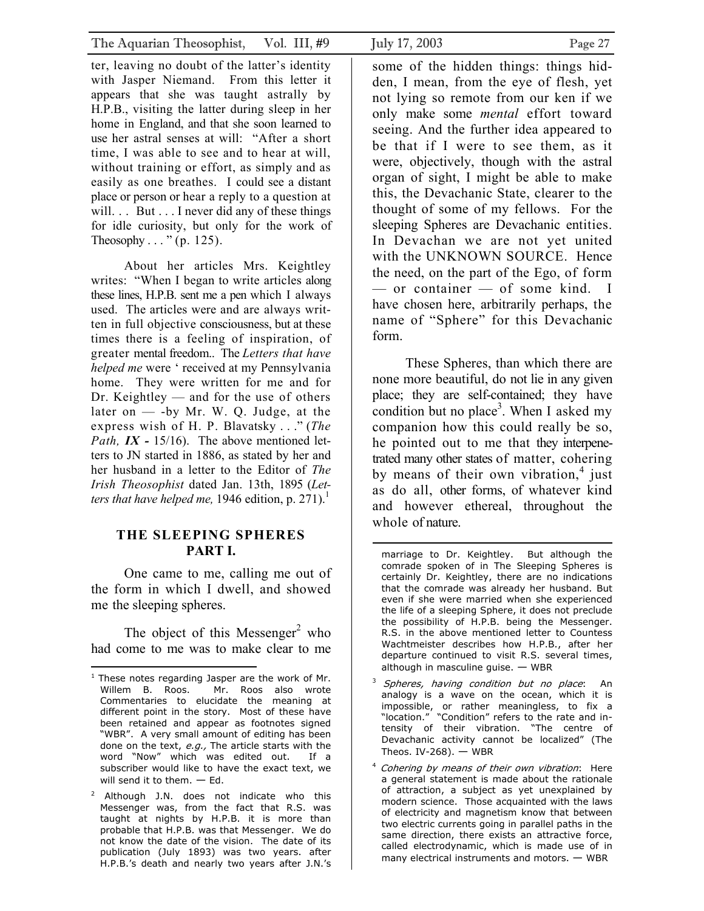ter, leaving no doubt of the latter's identity with Jasper Niemand. From this letter it appears that she was taught astrally by H.P.B., visiting the latter during sleep in her home in England, and that she soon learned to use her astral senses at will: "After a short time, I was able to see and to hear at will, without training or effort, as simply and as easily as one breathes. I could see a distant place or person or hear a reply to a question at will. . . But . . . I never did any of these things for idle curiosity, but only for the work of Theosophy . . . " (p. 125).

About her articles Mrs. Keightley writes: "When I began to write articles along these lines, H.P.B. sent me a pen which I always used. The articles were and are always written in full objective consciousness, but at these times there is a feeling of inspiration, of greater mental freedom.. The *Letters that have helped me* were ' received at my Pennsylvania home. They were written for me and for Dr. Keightley — and for the use of others later on — -by Mr. W. Q. Judge, at the express wish of H. P. Blavatsky . . ." (*The Path,* ***IX*** *-* 15/16). The above mentioned letters to JN started in 1886, as stated by her and her husband in a letter to the Editor of *The Irish Theosophist* dated Jan. 13th, 1895 (*Letters that have helped me,* 1946 edition, p. 271).[1]

## THE SLEEPING SPHERES PART I.

One came to me, calling me out of the form in which I dwell, and showed me the sleeping spheres.

The object of this Messenger[2] who had come to me was to make clear to me some of the hidden things: things hidden, I mean, from the eye of flesh, yet not lying so remote from our ken if we only make some *mental* effort toward seeing. And the further idea appeared to be that if I were to see them, as it were, objectively, though with the astral organ of sight, I might be able to make this, the Devachanic State, clearer to the thought of some of my fellows. For the sleeping Spheres are Devachanic entities. In Devachan we are not yet united with the UNKNOWN SOURCE. Hence the need, on the part of the Ego, of form — or container — of some kind. I have chosen here, arbitrarily perhaps, the name of "Sphere" for this Devachanic form.

These Spheres, than which there are none more beautiful, do not lie in any given place; they are self-contained; they have condition but no place[3]. When I asked my companion how this could really be so, he pointed out to me that they interpenetrated many other states of matter, cohering by means of their own vibration,[4] just as do all, other forms, of whatever kind and however ethereal, throughout the whole of nature.

---

[1] These notes regarding Jasper are the work of Mr. Willem B. Roos. Mr. Roos also wrote Commentaries to elucidate the meaning at different point in the story. Most of these have been retained and appear as footnotes signed "WBR". A very small amount of editing has been done on the text, *e.g.,* The article starts with the word "Now" which was edited out. If a subscriber would like to have the exact text, we will send it to them. — Ed.

[2] Although J.N. does not indicate who this Messenger was, from the fact that R.S. was taught at nights by H.P.B. it is more than probable that H.P.B. was that Messenger. We do not know the date of the vision. The date of its publication (July 1893) was two years. after H.P.B.'s death and nearly two years after J.N.'s marriage to Dr. Keightley. But although the comrade spoken of in The Sleeping Spheres is certainly Dr. Keightley, there are no indications that the comrade was already her husband. But even if she were married when she experienced the life of a sleeping Sphere, it does not preclude the possibility of H.P.B. being the Messenger. R.S. in the above mentioned letter to Countess Wachtmeister describes how H.P.B., after her departure continued to visit R.S. several times, although in masculine guise. — WBR

[3] *Spheres, having condition but no place*: An analogy is a wave on the ocean, which it is impossible, or rather meaningless, to fix a "location." "Condition" refers to the rate and intensity of their vibration. "The centre of Devachanic activity cannot be localized" (The Theos. IV-268). — WBR

[4] *Cohering by means of their own vibration*: Here a general statement is made about the rationale of attraction, a subject as yet unexplained by modern science. Those acquainted with the laws of electricity and magnetism know that between two electric currents going in parallel paths in the same direction, there exists an attractive force, called electrodynamic, which is made use of in many electrical instruments and motors. — WBR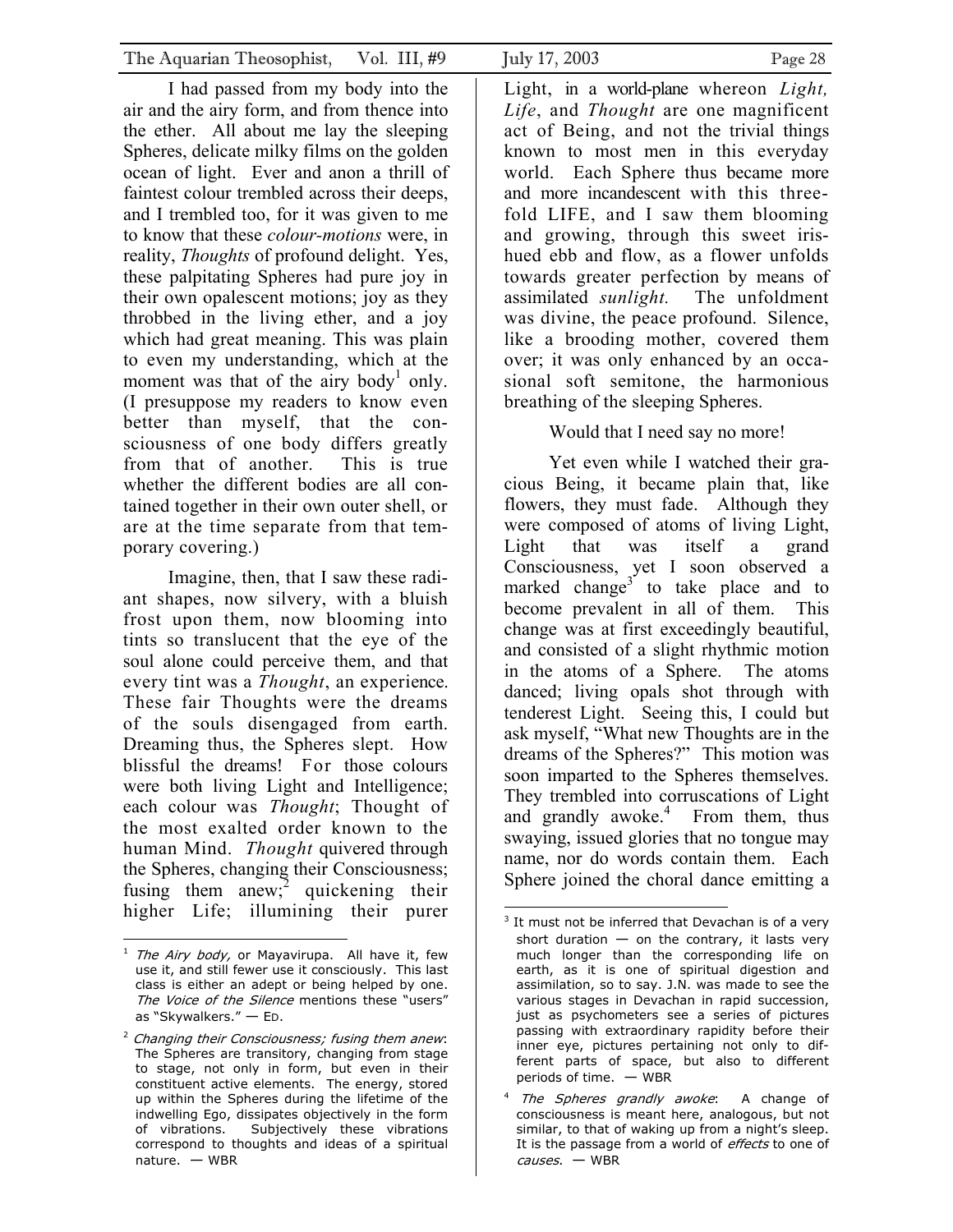I had passed from my body into the air and the airy form, and from thence into the ether. All about me lay the sleeping Spheres, delicate milky films on the golden ocean of light. Ever and anon a thrill of faintest colour trembled across their deeps, and I trembled too, for it was given to me to know that these *colour-motions* were, in reality, *Thoughts* of profound delight. Yes, these palpitating Spheres had pure joy in their own opalescent motions; joy as they throbbed in the living ether, and a joy which had great meaning. This was plain to even my understanding, which at the moment was that of the airy body[1] only. (I presuppose my readers to know even better than myself, that the consciousness of one body differs greatly from that of another. This is true whether the different bodies are all contained together in their own outer shell, or are at the time separate from that temporary covering.)

Imagine, then, that I saw these radiant shapes, now silvery, with a bluish frost upon them, now blooming into tints so translucent that the eye of the soul alone could perceive them, and that every tint was a *Thought*, an experience. These fair Thoughts were the dreams of the souls disengaged from earth. Dreaming thus, the Spheres slept. How blissful the dreams! For those colours were both living Light and Intelligence; each colour was *Thought*; Thought of the most exalted order known to the human Mind. *Thought* quivered through the Spheres, changing their Consciousness; fusing them anew;[2] quickening their higher Life; illumining their purer Light, in a world-plane whereon *Light, Life*, and *Thought* are one magnificent act of Being, and not the trivial things known to most men in this everyday world. Each Sphere thus became more and more incandescent with this threefold LIFE, and I saw them blooming and growing, through this sweet iris-hued ebb and flow, as a flower unfolds towards greater perfection by means of assimilated *sunlight.* The unfoldment was divine, the peace profound. Silence, like a brooding mother, covered them over; it was only enhanced by an occasional soft semitone, the harmonious breathing of the sleeping Spheres.

Would that I need say no more!

Yet even while I watched their gracious Being, it became plain that, like flowers, they must fade. Although they were composed of atoms of living Light, Light that was itself a grand Consciousness, yet I soon observed a marked change[3] to take place and to become prevalent in all of them. This change was at first exceedingly beautiful, and consisted of a slight rhythmic motion in the atoms of a Sphere. The atoms danced; living opals shot through with tenderest Light. Seeing this, I could but ask myself, "What new Thoughts are in the dreams of the Spheres?" This motion was soon imparted to the Spheres themselves. They trembled into corruscations of Light and grandly awoke.[4] From them, thus swaying, issued glories that no tongue may name, nor do words contain them. Each Sphere joined the choral dance emitting a

---

[1] *The Airy body,* or Mayavirupa. All have it, few use it, and still fewer use it consciously. This last class is either an adept or being helped by one. *The Voice of the Silence* mentions these "users" as "Skywalkers." — Ed.

[2] *Changing their Consciousness; fusing them anew*: The Spheres are transitory, changing from stage to stage, not only in form, but even in their constituent active elements. The energy, stored up within the Spheres during the lifetime of the indwelling Ego, dissipates objectively in the form of vibrations. Subjectively these vibrations correspond to thoughts and ideas of a spiritual nature. — WBR

[3] It must not be inferred that Devachan is of a very short duration — on the contrary, it lasts very much longer than the corresponding life on earth, as it is one of spiritual digestion and assimilation, so to say. J.N. was made to see the various stages in Devachan in rapid succession, just as psychometers see a series of pictures passing with extraordinary rapidity before their inner eye, pictures pertaining not only to different parts of space, but also to different periods of time. — WBR

[4] *The Spheres grandly awoke*: A change of consciousness is meant here, analogous, but not similar, to that of waking up from a night's sleep. It is the passage from a world of *effects* to one of *causes*. — WBR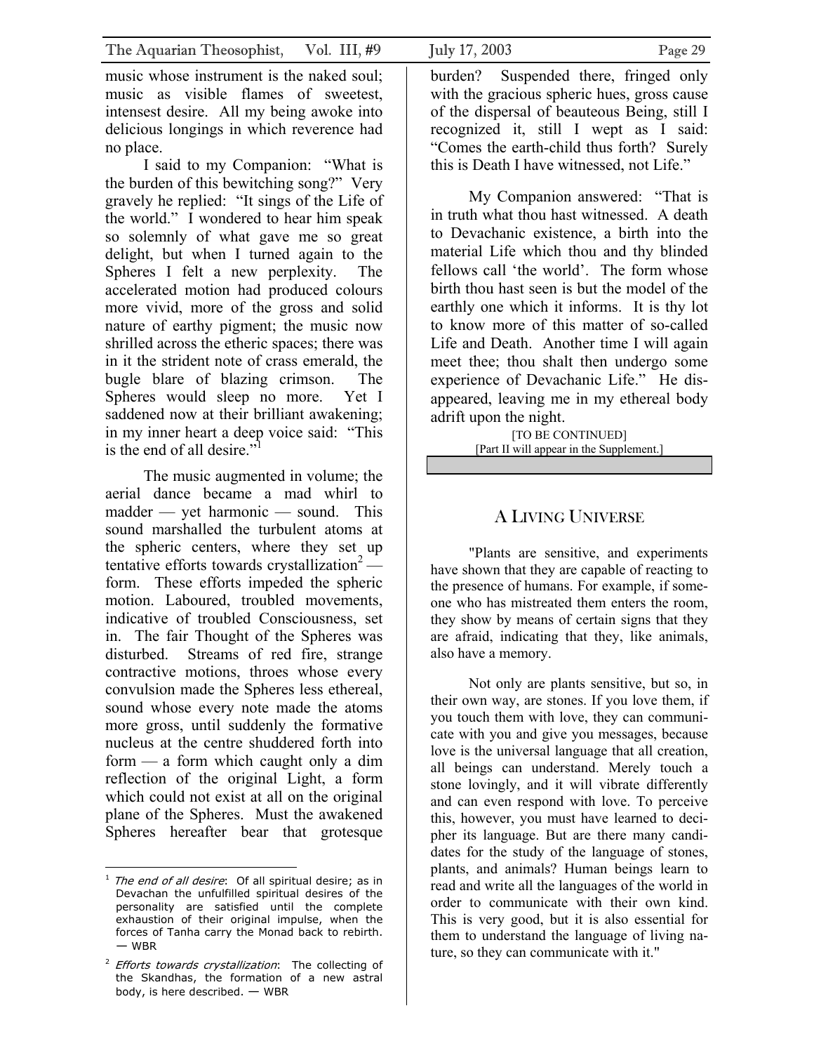music whose instrument is the naked soul; music as visible flames of sweetest, intensest desire. All my being awoke into delicious longings in which reverence had no place.

I said to my Companion: "What is the burden of this bewitching song?" Very gravely he replied: "It sings of the Life of the world." I wondered to hear him speak so solemnly of what gave me so great delight, but when I turned again to the Spheres I felt a new perplexity. The accelerated motion had produced colours more vivid, more of the gross and solid nature of earthy pigment; the music now shrilled across the etheric spaces; there was in it the strident note of crass emerald, the bugle blare of blazing crimson. The Spheres would sleep no more. Yet I saddened now at their brilliant awakening; in my inner heart a deep voice said: "This is the end of all desire."[1]

The music augmented in volume; the aerial dance became a mad whirl to madder — yet harmonic — sound. This sound marshalled the turbulent atoms at the spheric centers, where they set up tentative efforts towards crystallization[2] — form. These efforts impeded the spheric motion. Laboured, troubled movements, indicative of troubled Consciousness, set in. The fair Thought of the Spheres was disturbed. Streams of red fire, strange contractive motions, throes whose every convulsion made the Spheres less ethereal, sound whose every note made the atoms more gross, until suddenly the formative nucleus at the centre shuddered forth into form — a form which caught only a dim reflection of the original Light, a form which could not exist at all on the original plane of the Spheres. Must the awakened Spheres hereafter bear that grotesque burden? Suspended there, fringed only with the gracious spheric hues, gross cause of the dispersal of beauteous Being, still I recognized it, still I wept as I said: "Comes the earth-child thus forth? Surely this is Death I have witnessed, not Life."

My Companion answered: "That is in truth what thou hast witnessed. A death to Devachanic existence, a birth into the material Life which thou and thy blinded fellows call 'the world'. The form whose birth thou hast seen is but the model of the earthly one which it informs. It is thy lot to know more of this matter of so-called Life and Death. Another time I will again meet thee; thou shalt then undergo some experience of Devachanic Life." He disappeared, leaving me in my ethereal body adrift upon the night.

[TO BE CONTINUED]
[Part II will appear in the Supplement.]

## A Living Universe

"Plants are sensitive, and experiments have shown that they are capable of reacting to the presence of humans. For example, if someone who has mistreated them enters the room, they show by means of certain signs that they are afraid, indicating that they, like animals, also have a memory.

Not only are plants sensitive, but so, in their own way, are stones. If you love them, if you touch them with love, they can communicate with you and give you messages, because love is the universal language that all creation, all beings can understand. Merely touch a stone lovingly, and it will vibrate differently and can even respond with love. To perceive this, however, you must have learned to decipher its language. But are there many candidates for the study of the language of stones, plants, and animals? Human beings learn to read and write all the languages of the world in order to communicate with their own kind. This is very good, but it is also essential for them to understand the language of living nature, so they can communicate with it."

---

[1] *The end of all desire*: Of all spiritual desire; as in Devachan the unfulfilled spiritual desires of the personality are satisfied until the complete exhaustion of their original impulse, when the forces of Tanha carry the Monad back to rebirth. — WBR

[2] *Efforts towards crystallization*: The collecting of the Skandhas, the formation of a new astral body, is here described. — WBR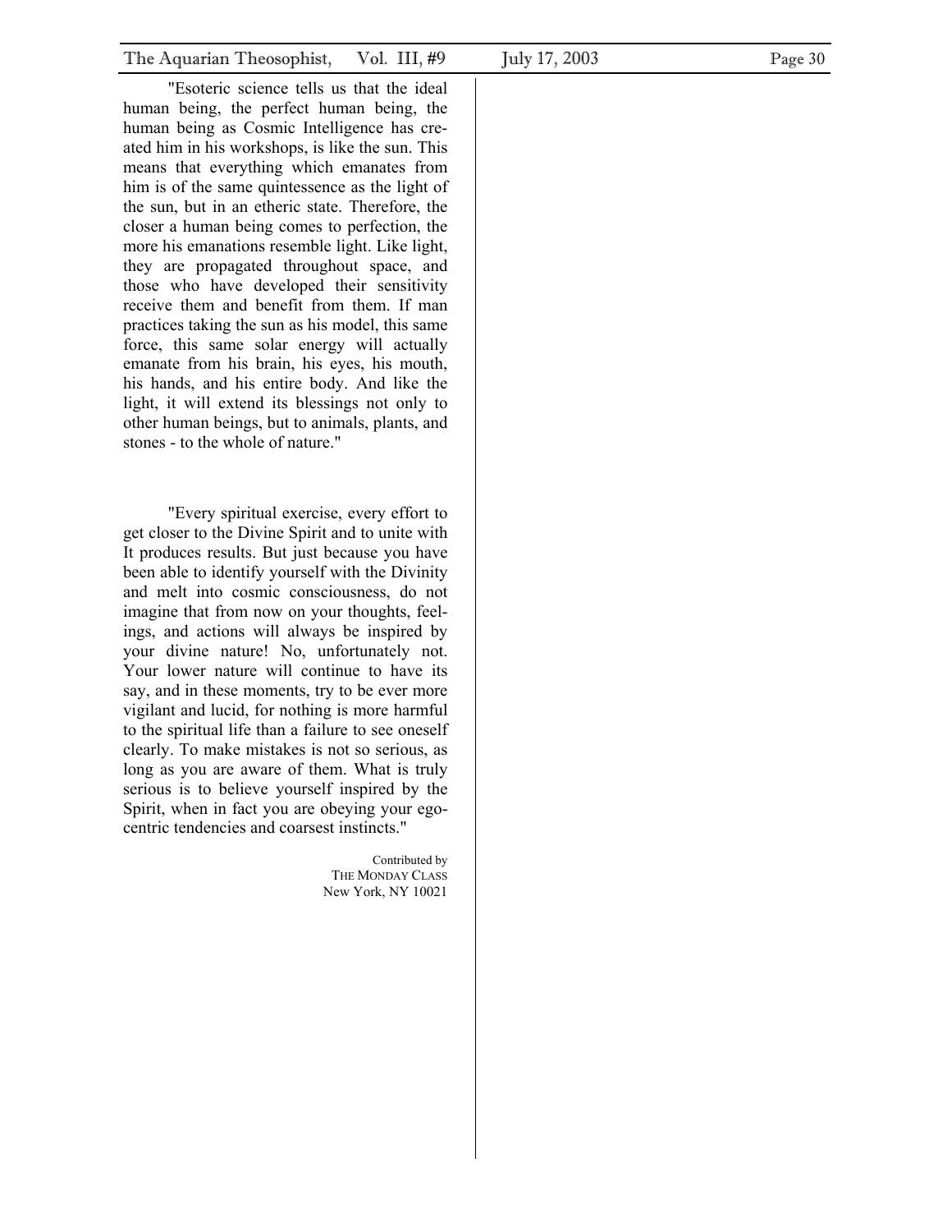"Esoteric science tells us that the ideal human being, the perfect human being, the human being as Cosmic Intelligence has created him in his workshops, is like the sun. This means that everything which emanates from him is of the same quintessence as the light of the sun, but in an etheric state. Therefore, the closer a human being comes to perfection, the more his emanations resemble light. Like light, they are propagated throughout space, and those who have developed their sensitivity receive them and benefit from them. If man practices taking the sun as his model, this same force, this same solar energy will actually emanate from his brain, his eyes, his mouth, his hands, and his entire body. And like the light, it will extend its blessings not only to other human beings, but to animals, plants, and stones - to the whole of nature."

"Every spiritual exercise, every effort to get closer to the Divine Spirit and to unite with It produces results. But just because you have been able to identify yourself with the Divinity and melt into cosmic consciousness, do not imagine that from now on your thoughts, feelings, and actions will always be inspired by your divine nature! No, unfortunately not. Your lower nature will continue to have its say, and in these moments, try to be ever more vigilant and lucid, for nothing is more harmful to the spiritual life than a failure to see oneself clearly. To make mistakes is not so serious, as long as you are aware of them. What is truly serious is to believe yourself inspired by the Spirit, when in fact you are obeying your egocentric tendencies and coarsest instincts."

Contributed by
THE MONDAY CLASS
New York, NY 10021